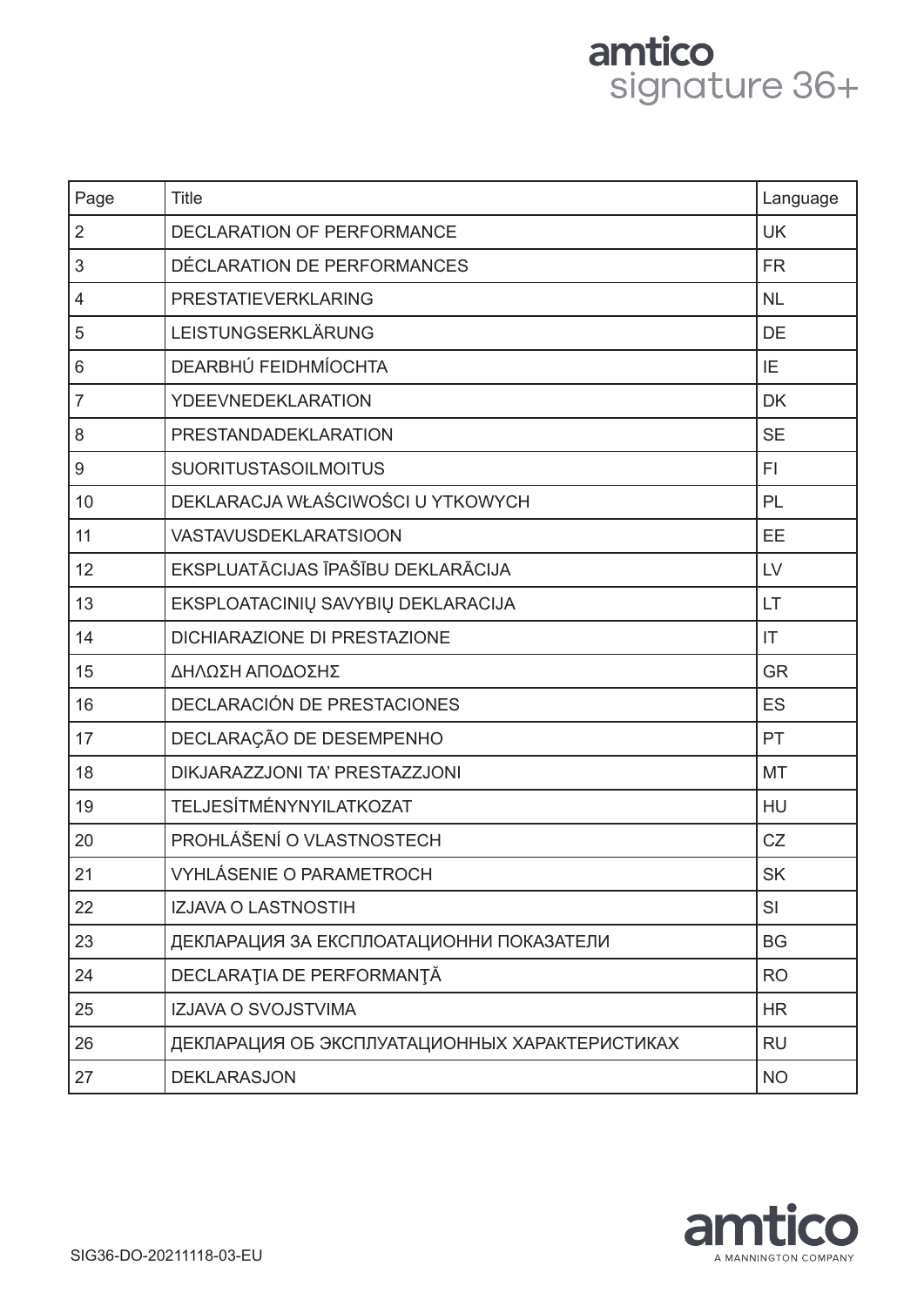amtico signature 36+

| Page | Title | Language |
|---|---|---|
| 2 | DECLARATION OF PERFORMANCE | UK |
| 3 | DÉCLARATION DE PERFORMANCES | FR |
| 4 | PRESTATIEVERKLARING | NL |
| 5 | LEISTUNGSERKLÄRUNG | DE |
| 6 | DEARBHÚ FEIDHMÍOCHTA | IE |
| 7 | YDEEVNEDEKLARATION | DK |
| 8 | PRESTANDADEKLARATION | SE |
| 9 | SUORITUSTASOILMOITUS | FI |
| 10 | DEKLARACJA WŁAŚCIWOŚCI U YTKOWYCH | PL |
| 11 | VASTAVUSDEKLARATSIOON | EE |
| 12 | EKSPLUATĀCIJAS ĪPAŠĪBU DEKLARĀCIJA | LV |
| 13 | EKSPLOATACINIŲ SAVYBIŲ DEKLARACIJA | LT |
| 14 | DICHIARAZIONE DI PRESTAZIONE | IT |
| 15 | ΔΗΛΩΣΗ ΑΠΟΔΟΣΗΣ | GR |
| 16 | DECLARACIÓN DE PRESTACIONES | ES |
| 17 | DECLARAÇÃO DE DESEMPENHO | PT |
| 18 | DIKJARAZZJONI TA' PRESTAZZJONI | MT |
| 19 | TELJESÍTMÉNYNYILATKOZAT | HU |
| 20 | PROHLÁŠENÍ O VLASTNOSTECH | CZ |
| 21 | VYHLÁSENIE O PARAMETROCH | SK |
| 22 | IZJAVA O LASTNOSTIH | SI |
| 23 | ДЕКЛАРАЦИЯ ЗА ЕКСПЛОАТАЦИОННИ ПОКАЗАТЕЛИ | BG |
| 24 | DECLARAŢIA DE PERFORMANŢĂ | RO |
| 25 | IZJAVA O SVOJSTVIMA | HR |
| 26 | ДЕКЛАРАЦИЯ ОБ ЭКСПЛУАТАЦИОННЫХ ХАРАКТЕРИСТИКАХ | RU |
| 27 | DEKLARASJON | NO |

SIG36-DO-20211118-03-EU

amtico
A MANNINGTON COMPANY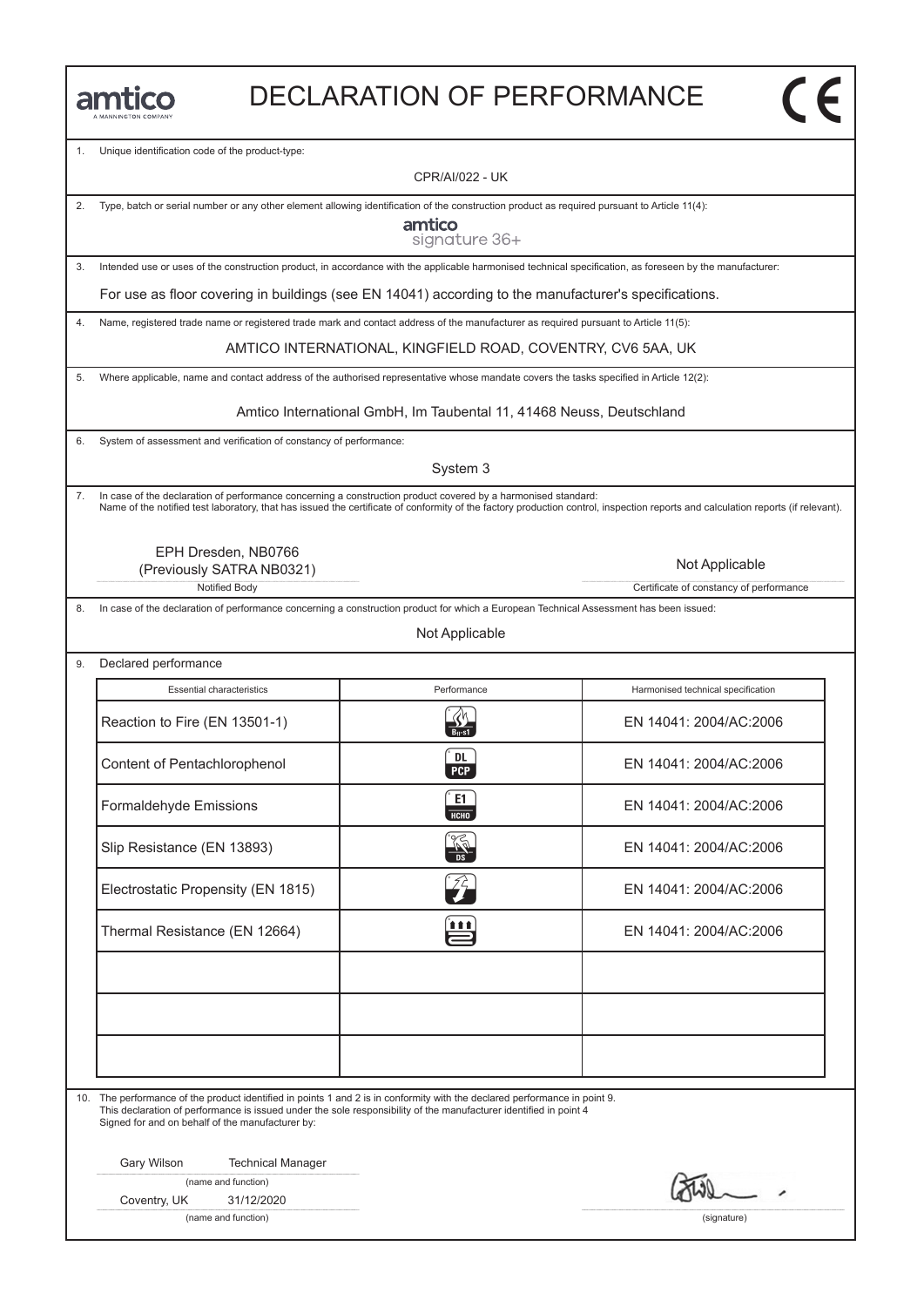amtico
A MANNINGTON COMPANY

# DECLARATION OF PERFORMANCE

CE

1. Unique identification code of the product-type:

CPR/AI/022 - UK

2. Type, batch or serial number or any other element allowing identification of the construction product as required pursuant to Article 11(4):

amtico signature 36+

3. Intended use or uses of the construction product, in accordance with the applicable harmonised technical specification, as foreseen by the manufacturer:

For use as floor covering in buildings (see EN 14041) according to the manufacturer's specifications.

4. Name, registered trade name or registered trade mark and contact address of the manufacturer as required pursuant to Article 11(5):

AMTICO INTERNATIONAL, KINGFIELD ROAD, COVENTRY, CV6 5AA, UK

5. Where applicable, name and contact address of the authorised representative whose mandate covers the tasks specified in Article 12(2):

Amtico International GmbH, Im Taubental 11, 41468 Neuss, Deutschland

6. System of assessment and verification of constancy of performance:

System 3

7. In case of the declaration of performance concerning a construction product covered by a harmonised standard:
Name of the notified test laboratory, that has issued the certificate of conformity of the factory production control, inspection reports and calculation reports (if relevant).

| Notified Body | Certificate of constancy of performance |
|---|---|
| EPH Dresden, NB0766 (Previously SATRA NB0321) | Not Applicable |

8. In case of the declaration of performance concerning a construction product for which a European Technical Assessment has been issued:

Not Applicable

9. Declared performance

| Essential characteristics | Performance | Harmonised technical specification |
|---|---|---|
| Reaction to Fire (EN 13501-1) | $B_{fl}$-s1 | EN 14041: 2004/AC:2006 |
| Content of Pentachlorophenol | DL PCP | EN 14041: 2004/AC:2006 |
| Formaldehyde Emissions | E1 HCHO | EN 14041: 2004/AC:2006 |
| Slip Resistance (EN 13893) | DS | EN 14041: 2004/AC:2006 |
| Electrostatic Propensity (EN 1815) | | EN 14041: 2004/AC:2006 |
| Thermal Resistance (EN 12664) | | EN 14041: 2004/AC:2006 |
| | | |
| | | |
| | | |

10. The performance of the product identified in points 1 and 2 is in conformity with the declared performance in point 9.
This declaration of performance is issued under the sole responsibility of the manufacturer identified in point 4
Signed for and on behalf of the manufacturer by:

Gary Wilson Technical Manager
(name and function)

Coventry, UK 31/12/2020
(name and function)

(signature)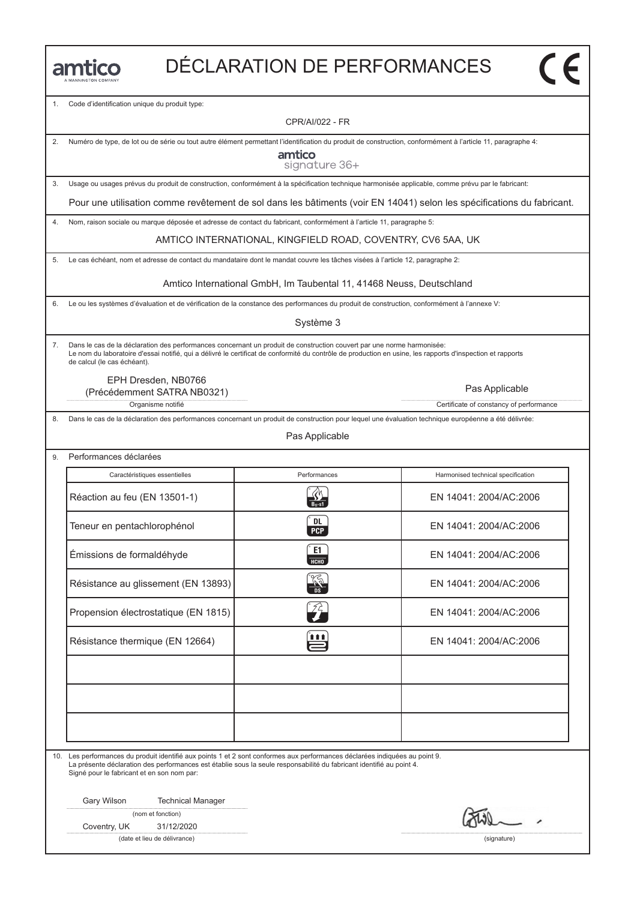amtico
A MANNINGTON COMPANY

# DÉCLARATION DE PERFORMANCES

CE

1. Code d'identification unique du produit type:

CPR/AI/022 - FR

2. Numéro de type, de lot ou de série ou tout autre élément permettant l'identification du produit de construction, conformément à l'article 11, paragraphe 4:

amtico
signature 36+

3. Usage ou usages prévus du produit de construction, conformément à la spécification technique harmonisée applicable, comme prévu par le fabricant:

Pour une utilisation comme revêtement de sol dans les bâtiments (voir EN 14041) selon les spécifications du fabricant.

4. Nom, raison sociale ou marque déposée et adresse de contact du fabricant, conformément à l'article 11, paragraphe 5:

AMTICO INTERNATIONAL, KINGFIELD ROAD, COVENTRY, CV6 5AA, UK

5. Le cas échéant, nom et adresse de contact du mandataire dont le mandat couvre les tâches visées à l'article 12, paragraphe 2:

Amtico International GmbH, Im Taubental 11, 41468 Neuss, Deutschland

6. Le ou les systèmes d'évaluation et de vérification de la constance des performances du produit de construction, conformément à l'annexe V:

Système 3

7. Dans le cas de la déclaration des performances concernant un produit de construction couvert par une norme harmonisée:
Le nom du laboratoire d'essai notifié, qui a délivré le certificat de conformité du contrôle de production en usine, les rapports d'inspection et rapports de calcul (le cas échéant).

EPH Dresden, NB0766
(Précédemment SATRA NB0321)
Organisme notifié

Pas Applicable
Certificate of constancy of performance

8. Dans le cas de la déclaration des performances concernant un produit de construction pour lequel une évaluation technique européenne a été délivrée:

Pas Applicable

9. Performances déclarées

| Caractéristiques essentielles | Performances | Harmonised technical specification |
|---|---|---|
| Réaction au feu (EN 13501-1) | $B_{fl}$-s1 | EN 14041: 2004/AC:2006 |
| Teneur en pentachlorophénol | DL PCP | EN 14041: 2004/AC:2006 |
| Émissions de formaldéhyde | E1 HCHO | EN 14041: 2004/AC:2006 |
| Résistance au glissement (EN 13893) | DS | EN 14041: 2004/AC:2006 |
| Propension électrostatique (EN 1815) | | EN 14041: 2004/AC:2006 |
| Résistance thermique (EN 12664) | | EN 14041: 2004/AC:2006 |
| | | |
| | | |
| | | |

10. Les performances du produit identifié aux points 1 et 2 sont conformes aux performances déclarées indiquées au point 9.
La présente déclaration des performances est établie sous la seule responsabilité du fabricant identifié au point 4.
Signé pour le fabricant et en son nom par:

Gary Wilson Technical Manager
(nom et fonction)

Coventry, UK 31/12/2020
(date et lieu de délivrance)

(signature)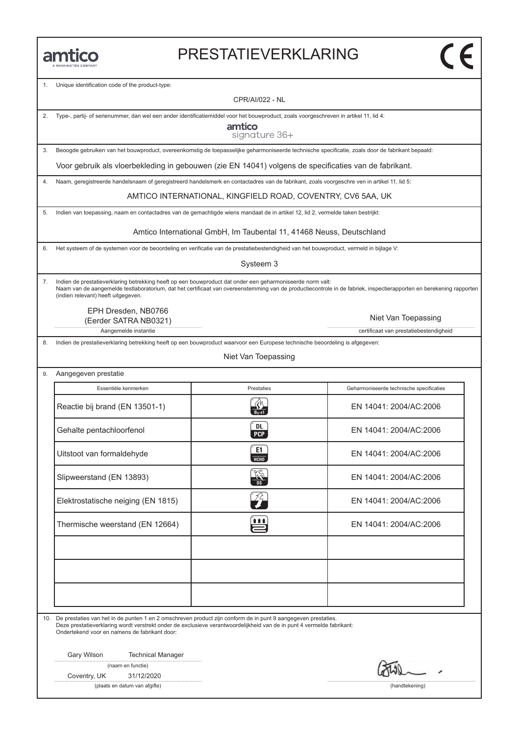# PRESTATIEVERKLARING

1. Unique identification code of the product-type:

CPR/AI/022 - NL

2. Type-, partij- of serienummer, dan wel een ander identificatiemiddel voor het bouwproduct, zoals voorgeschreven in artikel 11, lid 4:

amtico signature 36+

3. Beoogde gebruiken van het bouwproduct, overeenkomstig de toepasselijke geharmoniseerde technische specificatie, zoals door de fabrikant bepaald:

Voor gebruik als vloerbekleding in gebouwen (zie EN 14041) volgens de specificaties van de fabrikant.

4. Naam, geregistreerde handelsnaam of geregistreerd handelsmerk en contactadres van de fabrikant, zoals voorgeschre ven in artikel 11, lid 5:

AMTICO INTERNATIONAL, KINGFIELD ROAD, COVENTRY, CV6 5AA, UK

5. Indien van toepassing, naam en contactadres van de gemachtigde wiens mandaat de in artikel 12, lid 2, vermelde taken bestrijkt:

Amtico International GmbH, Im Taubental 11, 41468 Neuss, Deutschland

6. Het systeem of de systemen voor de beoordeling en verificatie van de prestatiebestendigheid van het bouwproduct, vermeld in bijlage V:

Systeem 3

7. Indien de prestatieverklaring betrekking heeft op een bouwproduct dat onder een geharmoniseerde norm valt:
Naam van de aangemelde testlaboratorium, dat het certificaat van overeenstemming van de productiecontrole in de fabriek, inspectierapporten en berekening rapporten (indien relevant) heeft uitgegeven.

EPH Dresden, NB0766
(Eerder SATRA NB0321)
Aangemelde instantie

Niet Van Toepassing
certificaat van prestatiebestendigheid

8. Indien de prestatieverklaring betrekking heeft op een bouwproduct waarvoor een Europese technische beoordeling is afgegeven:

Niet Van Toepassing

9. Aangegeven prestatie

| Essentiële kenmerken | Prestaties | Geharmoniseerde technische specificaties |
|---|---|---|
| Reactie bij brand (EN 13501-1) | $B_{fl}$-s1 | EN 14041: 2004/AC:2006 |
| Gehalte pentachloorfenol | DL PCP | EN 14041: 2004/AC:2006 |
| Uitstoot van formaldehyde | E1 HCHO | EN 14041: 2004/AC:2006 |
| Slipweerstand (EN 13893) | DS | EN 14041: 2004/AC:2006 |
| Elektrostatische neiging (EN 1815) | | EN 14041: 2004/AC:2006 |
| Thermische weerstand (EN 12664) | | EN 14041: 2004/AC:2006 |
| | | |
| | | |
| | | |

10. De prestaties van het in de punten 1 en 2 omschreven product zijn conform de in punt 9 aangegeven prestaties.
Deze prestatieverklaring wordt verstrekt onder de exclusieve verantwoordelijkheid van de in punt 4 vermelde fabrikant:
Ondertekend voor en namens de fabrikant door:

Gary Wilson Technical Manager
(naam en functie)

Coventry, UK 31/12/2020
(plaats en datum van afgifte)

(handtekening)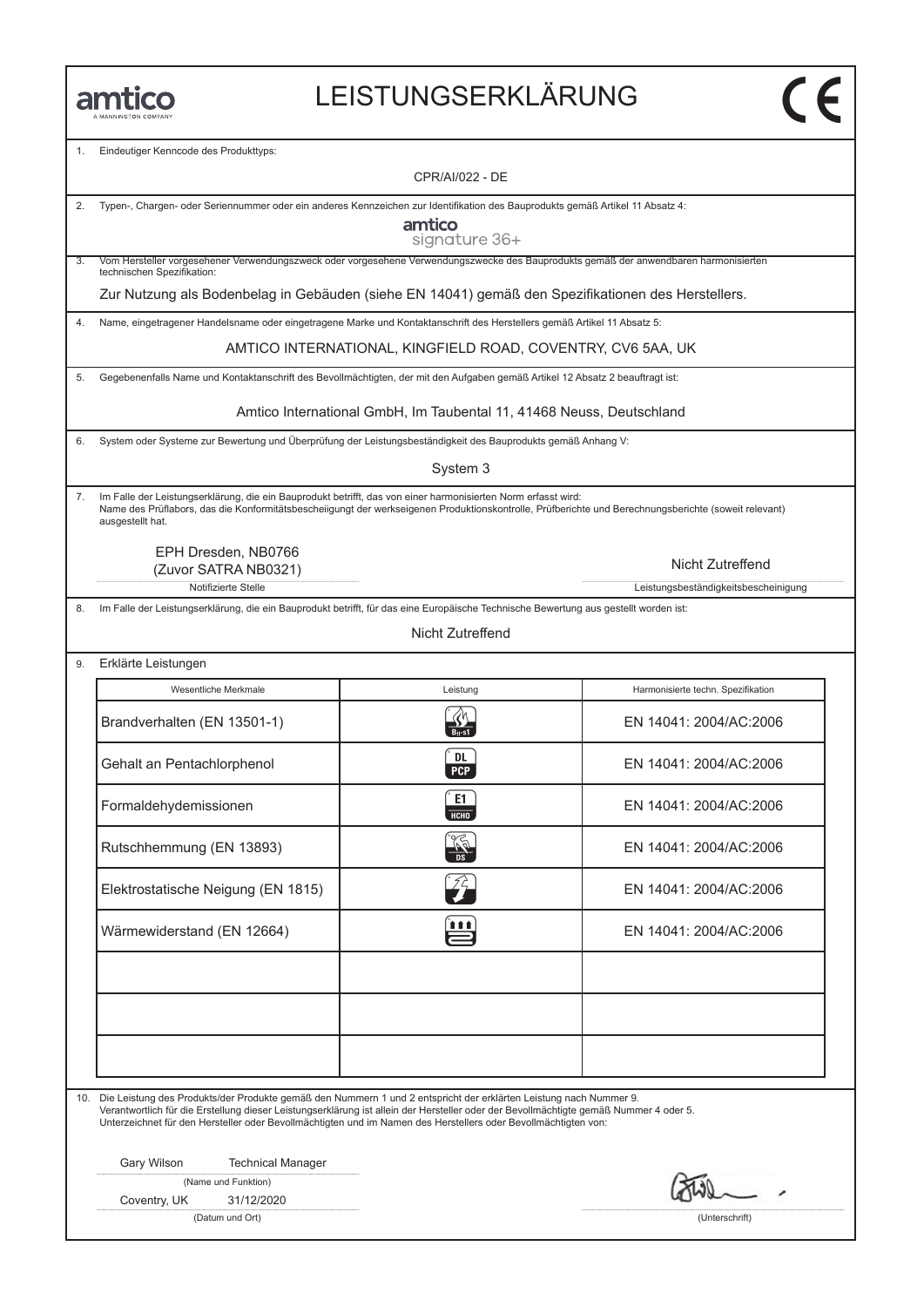amtico
A MANNINGTON COMPANY

# LEISTUNGSERKLÄRUNG

CE

1. Eindeutiger Kenncode des Produkttyps:

CPR/AI/022 - DE

2. Typen-, Chargen- oder Seriennummer oder ein anderes Kennzeichen zur Identifikation des Bauprodukts gemäß Artikel 11 Absatz 4:

amtico signature 36+

3. Vom Hersteller vorgesehener Verwendungszweck oder vorgesehene Verwendungszwecke des Bauprodukts gemäß der anwendbaren harmonisierten technischen Spezifikation:

Zur Nutzung als Bodenbelag in Gebäuden (siehe EN 14041) gemäß den Spezifikationen des Herstellers.

4. Name, eingetragener Handelsname oder eingetragene Marke und Kontaktanschrift des Herstellers gemäß Artikel 11 Absatz 5:

AMTICO INTERNATIONAL, KINGFIELD ROAD, COVENTRY, CV6 5AA, UK

5. Gegebenenfalls Name und Kontaktanschrift des Bevollmächtigten, der mit den Aufgaben gemäß Artikel 12 Absatz 2 beauftragt ist:

Amtico International GmbH, Im Taubental 11, 41468 Neuss, Deutschland

6. System oder Systeme zur Bewertung und Überprüfung der Leistungsbeständigkeit des Bauprodukts gemäß Anhang V:

System 3

7. Im Falle der Leistungserklärung, die ein Bauprodukt betrifft, das von einer harmonisierten Norm erfasst wird:
Name des Prüflabors, das die Konformitätsbescheiigungt der werkseigenen Produktionskontrolle, Prüfberichte und Berechnungsberichte (soweit relevant) ausgestellt hat.

EPH Dresden, NB0766
(Zuvor SATRA NB0321)
Notifizierte Stelle

Nicht Zutreffend
Leistungsbeständigkeitsbescheinigung

8. Im Falle der Leistungserklärung, die ein Bauprodukt betrifft, für das eine Europäische Technische Bewertung aus gestellt worden ist:

Nicht Zutreffend

9. Erklärte Leistungen

| Wesentliche Merkmale | Leistung | Harmonisierte techn. Spezifikation |
|---|---|---|
| Brandverhalten (EN 13501-1) | $B_{fl}$-s1 | EN 14041: 2004/AC:2006 |
| Gehalt an Pentachlorphenol | DL PCP | EN 14041: 2004/AC:2006 |
| Formaldehydemissionen | E1 HCHO | EN 14041: 2004/AC:2006 |
| Rutschhemmung (EN 13893) | DS | EN 14041: 2004/AC:2006 |
| Elektrostatische Neigung (EN 1815) | | EN 14041: 2004/AC:2006 |
| Wärmewiderstand (EN 12664) | | EN 14041: 2004/AC:2006 |
| | | |
| | | |
| | | |

10. Die Leistung des Produkts/der Produkte gemäß den Nummern 1 und 2 entspricht der erklärten Leistung nach Nummer 9.
Verantwortlich für die Erstellung dieser Leistungserklärung ist allein der Hersteller oder der Bevollmächtigte gemäß Nummer 4 oder 5.
Unterzeichnet für den Hersteller oder Bevollmächtigten und im Namen des Herstellers oder Bevollmächtigten von:

Gary Wilson Technical Manager
(Name und Funktion)

Coventry, UK 31/12/2020
(Datum und Ort)

(Unterschrift)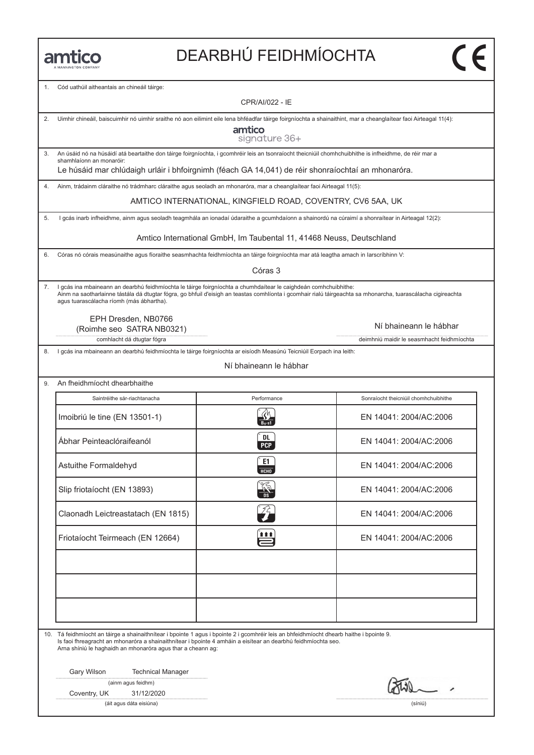amtico
A MANNINGTON COMPANY

# DEARBHÚ FEIDHMÍOCHTA

CE

1. Cód uathúil aitheantais an chineáil táirge:

CPR/AI/022 - IE

2. Uimhir chineáil, baiscuimhir nó uimhir sraithe nó aon eilimint eile lena bhféadfar táirge foirgníochta a shainaithint, mar a cheanglaítear faoi Airteagal 11(4):

amtico signature 36+

3. An úsáid nó na húsáidí atá beartaithe don táirge foirgníochta, i gcomhréir leis an tsonraíocht theicniúil chomhchuibhithe is infheidhme, de réir mar a shamhlaíonn an monaróir:

Le húsáid mar chlúdaigh urláir i bhfoirgnimh (féach GA 14,041) de réir shonraíochtaí an mhonaróra.

4. Ainm, trádainm cláraithe nó trádmharc cláraithe agus seoladh an mhonaróra, mar a cheanglaítear faoi Airteagal 11(5):

AMTICO INTERNATIONAL, KINGFIELD ROAD, COVENTRY, CV6 5AA, UK

5. I gcás inarb infheidhme, ainm agus seoladh teagmhála an ionadaí údaraithe a gcumhdaíonn a shainordú na cúraimí a shonraítear in Airteagal 12(2):

Amtico International GmbH, Im Taubental 11, 41468 Neuss, Deutschland

6. Córas nó córais measúnaithe agus fíoraithe seasmhachta feidhmíochta an táirge foirgníochta mar atá leagtha amach in Iarscríbhinn V:

Córas 3

7. I gcás ina mbaineann an dearbhú feidhmíochta le táirge foirgníochta a chumhdaítear le caighdeán comhchuibhithe:
Ainm na saotharlainne tástála dá dtugtar fógra, go bhfuil d'eisigh an teastas comhlíonta i gcomhair rialú táirgeachta sa mhonarcha, tuarascálacha cigireachta agus tuarascálacha ríomh (más ábhartha).

EPH Dresden, NB0766
(Roimhe seo SATRA NB0321)
comhlacht dá dtugtar fógra

Ní bhaineann le hábhar
deimhniú maidir le seasmhacht feidhmíochta

8. I gcás ina mbaineann an dearbhú feidhmíochta le táirge foirgníochta ar eisíodh Measúnú Teicniúil Eorpach ina leith:

Ní bhaineann le hábhar

9. An fheidhmíocht dhearbhaithe

| Saintréithe sár-riachtanacha | Performance | Sonraíocht theicniúil chomhchuibhithe |
|---|---|---|
| Imoibriú le tine (EN 13501-1) | $B_{fl}$-s1 | EN 14041: 2004/AC:2006 |
| Ábhar Peinteaclóraifeanól | DL PCP | EN 14041: 2004/AC:2006 |
| Astuithe Formaldehyd | E1 HCHO | EN 14041: 2004/AC:2006 |
| Slip friotaíocht (EN 13893) | DS | EN 14041: 2004/AC:2006 |
| Claonadh Leictreastatach (EN 1815) | | EN 14041: 2004/AC:2006 |
| Friotaíocht Teirmeach (EN 12664) | | EN 14041: 2004/AC:2006 |
| | | |
| | | |
| | | |

10. Tá feidhmíocht an táirge a shainaithnítear i bpointe 1 agus i bpointe 2 i gcomhréir leis an bhfeidhmíocht dhearb haithe i bpointe 9.
Is faoi fhreagracht an mhonaróra a shainaithnítear i bpointe 4 amháin a eisítear an dearbhú feidhmíochta seo.
Arna shíniú le haghaidh an mhonaróra agus thar a cheann ag:

Gary Wilson Technical Manager
(ainm agus feidhm)

Coventry, UK 31/12/2020
(áit agus dáta eisiúna)

(síniú)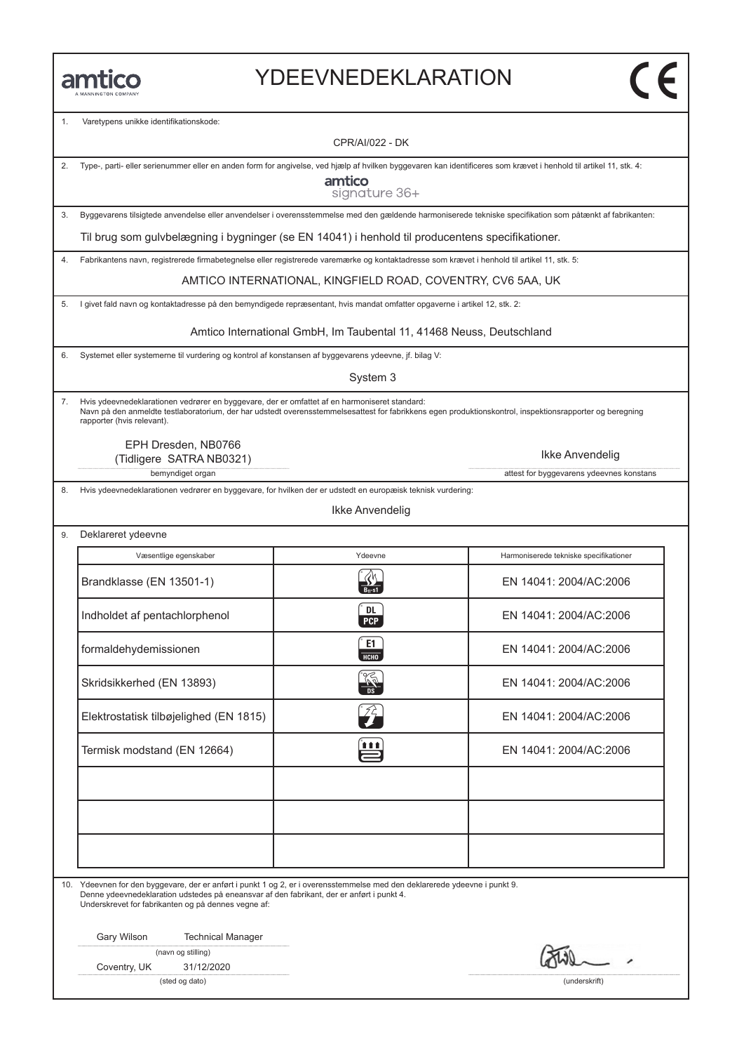amtico
A MANNINGTON COMPANY

# YDEEVNEDEKLARATION

CE

1. Varetypens unikke identifikationskode:

CPR/AI/022 - DK

2. Type-, parti- eller serienummer eller en anden form for angivelse, ved hjælp af hvilken byggevaren kan identificeres som krævet i henhold til artikel 11, stk. 4:

amtico signature 36+

3. Byggevarens tilsigtede anvendelse eller anvendelser i overensstemmelse med den gældende harmoniserede tekniske specifikation som påtænkt af fabrikanten:

Til brug som gulvbelægning i bygninger (se EN 14041) i henhold til producentens specifikationer.

4. Fabrikantens navn, registrerede firmabetegnelse eller registrerede varemærke og kontaktadresse som krævet i henhold til artikel 11, stk. 5:

AMTICO INTERNATIONAL, KINGFIELD ROAD, COVENTRY, CV6 5AA, UK

5. I givet fald navn og kontaktadresse på den bemyndigede repræsentant, hvis mandat omfatter opgaverne i artikel 12, stk. 2:

Amtico International GmbH, Im Taubental 11, 41468 Neuss, Deutschland

6. Systemet eller systemerne til vurdering og kontrol af konstansen af byggevarens ydeevne, jf. bilag V:

System 3

7. Hvis ydeevnedeklarationen vedrører en byggevare, der er omfattet af en harmoniseret standard:
Navn på den anmeldte testlaboratorium, der har udstedt overensstemmelsesattest for fabrikkens egen produktionskontrol, inspektionsrapporter og beregning rapporter (hvis relevant).

EPH Dresden, NB0766
(Tidligere SATRA NB0321)
bemyndiget organ

Ikke Anvendelig
attest for byggevarens ydeevnes konstans

8. Hvis ydeevnedeklarationen vedrører en byggevare, for hvilken der er udstedt en europæisk teknisk vurdering:

Ikke Anvendelig

9. Deklareret ydeevne

| Væsentlige egenskaber | Ydeevne | Harmoniserede tekniske specifikationer |
|---|---|---|
| Brandklasse (EN 13501-1) | $B_{fl}$-s1 | EN 14041: 2004/AC:2006 |
| Indholdet af pentachlorphenol | DL PCP | EN 14041: 2004/AC:2006 |
| formaldehydemissionen | E1 HCHO | EN 14041: 2004/AC:2006 |
| Skridsikkerhed (EN 13893) | DS | EN 14041: 2004/AC:2006 |
| Elektrostatisk tilbøjelighed (EN 1815) | | EN 14041: 2004/AC:2006 |
| Termisk modstand (EN 12664) | | EN 14041: 2004/AC:2006 |
| | | |
| | | |
| | | |

10. Ydeevnen for den byggevare, der er anført i punkt 1 og 2, er i overensstemmelse med den deklarerede ydeevne i punkt 9.
Denne ydeevnedeklaration udstedes på eneansvar af den fabrikant, der er anført i punkt 4.
Underskrevet for fabrikanten og på dennes vegne af:

Gary Wilson Technical Manager
(navn og stilling)

Coventry, UK 31/12/2020
(sted og dato)

(underskrift)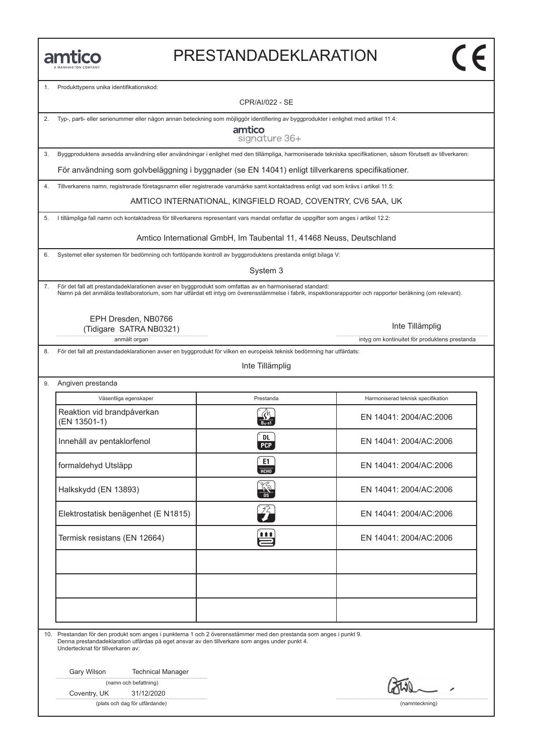amtico
A MANNINGTON COMPANY

# PRESTANDADEKLARATION

CE

1. Produkttypens unika identifikationskod:

CPR/AI/022 - SE

2. Typ-, parti- eller serienummer eller någon annan beteckning som möjliggör identifiering av byggprodukter i enlighet med artikel 11.4:

amtico signature 36+

3. Byggproduktens avsedda användning eller användningar i enlighet med den tillämpliga, harmoniserade tekniska specifikationen, såsom förutsett av tillverkaren:

För användning som golvbeläggning i byggnader (se EN 14041) enligt tillverkarens specifikationer.

4. Tillverkarens namn, registrerade företagsnamn eller registrerade varumärke samt kontaktadress enligt vad som krävs i artikel 11.5:

AMTICO INTERNATIONAL, KINGFIELD ROAD, COVENTRY, CV6 5AA, UK

5. I tillämpliga fall namn och kontaktadress för tillverkarens representant vars mandat omfattar de uppgifter som anges i artikel 12.2:

Amtico International GmbH, Im Taubental 11, 41468 Neuss, Deutschland

6. Systemet eller systemen för bedömning och fortlöpande kontroll av byggproduktens prestanda enligt bilaga V:

System 3

7. För det fall att prestandadeklarationen avser en byggprodukt som omfattas av en harmoniserad standard:
Namn på det anmälda testlaboratorium, som har utfärdat ett intyg om överensstämmelse i fabrik, inspektionsrapporter och rapporter beräkning (om relevant).

EPH Dresden, NB0766
(Tidigare SATRA NB0321)
anmält organ

Inte Tillämplig
intyg om kontinuitet för produktens prestanda

8. För det fall att prestandadeklarationen avser en byggprodukt för vilken en europeisk teknisk bedömning har utfärdats:

Inte Tillämplig

9. Angiven prestanda

| Väsentliga egenskaper | Prestanda | Harmoniserad teknisk specifikation |
|---|---|---|
| Reaktion vid brandpåverkan (EN 13501-1) | $B_{fl}$-s1 | EN 14041: 2004/AC:2006 |
| Innehåll av pentaklorfenol | DL PCP | EN 14041: 2004/AC:2006 |
| formaldehyd Utsläpp | E1 HCHO | EN 14041: 2004/AC:2006 |
| Halkskydd (EN 13893) | DS | EN 14041: 2004/AC:2006 |
| Elektrostatisk benägenhet (E N1815) | | EN 14041: 2004/AC:2006 |
| Termisk resistans (EN 12664) | | EN 14041: 2004/AC:2006 |
| | | |
| | | |
| | | |

10. Prestandan för den produkt som anges i punkterna 1 och 2 överensstämmer med den prestanda som anges i punkt 9.
Denna prestandadeklaration utfärdas på eget ansvar av den tillverkare som anges under punkt 4.
Undertecknat för tillverkaren av:

Gary Wilson Technical Manager
(namn och befattning)

Coventry, UK 31/12/2020
(plats och dag för utfärdande)

(namnteckning)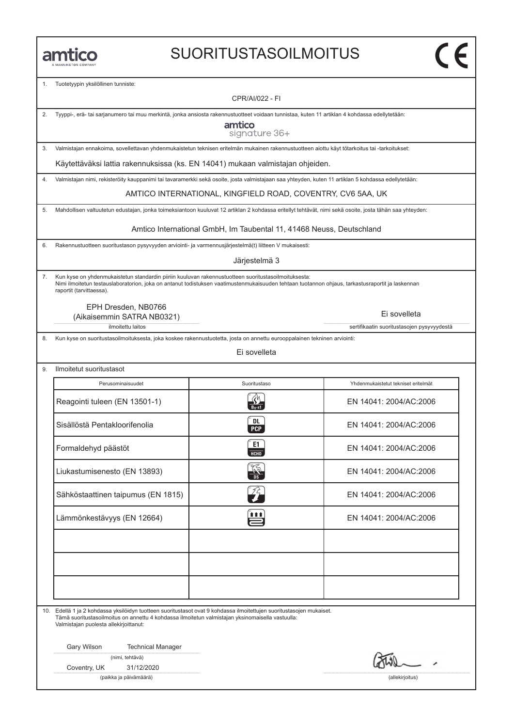amtico
A MANNINGTON COMPANY

# SUORITUSTASOILMOITUS

CE

1. Tuotetyypin yksilöllinen tunniste:

CPR/AI/022 - FI

2. Tyyppi-, erä- tai sarjanumero tai muu merkintä, jonka ansiosta rakennustuotteet voidaan tunnistaa, kuten 11 artiklan 4 kohdassa edellytetään:

amtico
signature 36+

3. Valmistajan ennakoima, sovellettavan yhdenmukaistetun teknisen eritelmän mukainen rakennustuotteen aiottu käyt tötarkoitus tai -tarkoitukset:

Käytettäväksi lattia rakennuksissa (ks. EN 14041) mukaan valmistajan ohjeiden.

4. Valmistajan nimi, rekisteröity kauppanimi tai tavaramerkki sekä osoite, josta valmistajaan saa yhteyden, kuten 11 artiklan 5 kohdassa edellytetään:

AMTICO INTERNATIONAL, KINGFIELD ROAD, COVENTRY, CV6 5AA, UK

5. Mahdollisen valtuutetun edustajan, jonka toimeksiantoon kuuluvat 12 artiklan 2 kohdassa eritellyt tehtävät, nimi sekä osoite, josta tähän saa yhteyden:

Amtico International GmbH, Im Taubental 11, 41468 Neuss, Deutschland

6. Rakennustuotteen suoritustason pysyvyyden arviointi- ja varmennusjärjestelmä(t) liitteen V mukaisesti:

Järjestelmä 3

7. Kun kyse on yhdenmukaistetun standardin piiriin kuuluvan rakennustuotteen suoritustasoilmoituksesta:
Nimi ilmoitetun testauslaboratorion, joka on antanut todistuksen vaatimustenmukaisuuden tehtaan tuotannon ohjaus, tarkastusraportit ja laskennan raportit (tarvittaessa).

EPH Dresden, NB0766
(Aikaisemmin SATRA NB0321)
ilmoitettu laitos

Ei sovelleta
sertifikaatin suoritustasojen pysyvyydestä

8. Kun kyse on suoritustasoilmoituksesta, joka koskee rakennustuotetta, josta on annettu eurooppalainen tekninen arviointi:

Ei sovelleta

9. Ilmoitetut suoritustasot

| Perusominaisuudet | Suoritustaso | Yhdenmukaistetut tekniset eritelmät |
|---|---|---|
| Reagointi tuleen (EN 13501-1) | $B_{fl}$-s1 | EN 14041: 2004/AC:2006 |
| Sisällöstä Pentakloorifenolia | DL PCP | EN 14041: 2004/AC:2006 |
| Formaldehyd päästöt | E1 HCHO | EN 14041: 2004/AC:2006 |
| Liukastumisenesto (EN 13893) | DS | EN 14041: 2004/AC:2006 |
| Sähköstaattinen taipumus (EN 1815) | | EN 14041: 2004/AC:2006 |
| Lämmönkestävyys (EN 12664) | | EN 14041: 2004/AC:2006 |
| | | |
| | | |
| | | |

10. Edellä 1 ja 2 kohdassa yksilöidyn tuotteen suoritustasot ovat 9 kohdassa ilmoitettujen suoritustasojen mukaiset.
Tämä suoritustasoilmoitus on annettu 4 kohdassa ilmoitetun valmistajan yksinomaisella vastuulla:
Valmistajan puolesta allekirjoittanut:

Gary Wilson Technical Manager
(nimi, tehtävä)

Coventry, UK 31/12/2020
(paikka ja päivämäärä)

(allekirjoitus)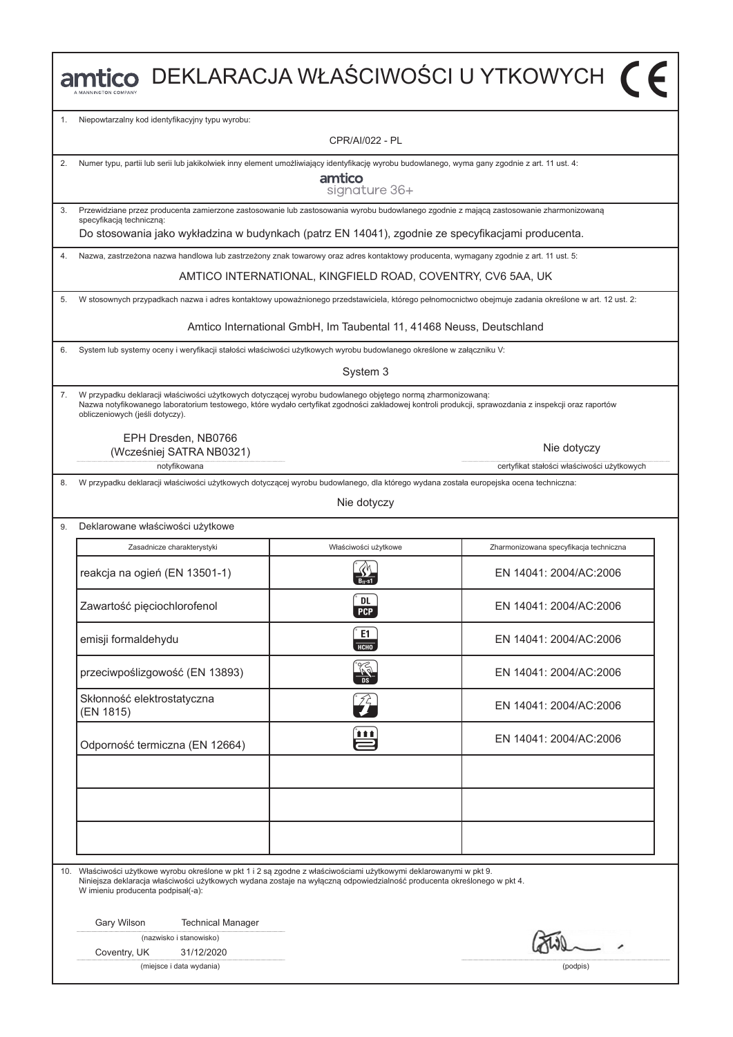# amtico DEKLARACJA WŁAŚCIWOŚCI U YTKOWYCH

1. Niepowtarzalny kod identyfikacyjny typu wyrobu:

CPR/AI/022 - PL

2. Numer typu, partii lub serii lub jakikolwiek inny element umożliwiający identyfikację wyrobu budowlanego, wyma gany zgodnie z art. 11 ust. 4:

amtico signature 36+

3. Przewidziane przez producenta zamierzone zastosowanie lub zastosowania wyrobu budowlanego zgodnie z mającą zastosowanie zharmonizowaną specyfikacją techniczną:

Do stosowania jako wykładzina w budynkach (patrz EN 14041), zgodnie ze specyfikacjami producenta.

4. Nazwa, zastrzeżona nazwa handlowa lub zastrzeżony znak towarowy oraz adres kontaktowy producenta, wymagany zgodnie z art. 11 ust. 5:

AMTICO INTERNATIONAL, KINGFIELD ROAD, COVENTRY, CV6 5AA, UK

5. W stosownych przypadkach nazwa i adres kontaktowy upoważnionego przedstawiciela, którego pełnomocnictwo obejmuje zadania określone w art. 12 ust. 2:

Amtico International GmbH, Im Taubental 11, 41468 Neuss, Deutschland

6. System lub systemy oceny i weryfikacji stałości właściwości użytkowych wyrobu budowlanego określone w załączniku V:

System 3

7. W przypadku deklaracji właściwości użytkowych dotyczącej wyrobu budowlanego objętego normą zharmonizowaną:
Nazwa notyfikowanego laboratorium testowego, które wydało certyfikat zgodności zakładowej kontroli produkcji, sprawozdania z inspekcji oraz raportów obliczeniowych (jeśli dotyczy).

EPH Dresden, NB0766
(Wcześniej SATRA NB0321)
notyfikowana

Nie dotyczy
certyfikat stałości właściwości użytkowych

8. W przypadku deklaracji właściwości użytkowych dotyczącej wyrobu budowlanego, dla którego wydana została europejska ocena techniczna:

Nie dotyczy

9. Deklarowane właściwości użytkowe

| Zasadnicze charakterystyki | Właściwości użytkowe | Zharmonizowana specyfikacja techniczna |
|---|---|---|
| reakcja na ogień (EN 13501-1) | $B_{fl}$-s1 | EN 14041: 2004/AC:2006 |
| Zawartość pięciochlorofenol | DL PCP | EN 14041: 2004/AC:2006 |
| emisji formaldehydu | E1 HCHO | EN 14041: 2004/AC:2006 |
| przeciwpoślizgowość (EN 13893) | DS | EN 14041: 2004/AC:2006 |
| Skłonność elektrostatyczna (EN 1815) | | EN 14041: 2004/AC:2006 |
| Odporność termiczna (EN 12664) | | EN 14041: 2004/AC:2006 |
| | | |
| | | |
| | | |

10. Właściwości użytkowe wyrobu określone w pkt 1 i 2 są zgodne z właściwościami użytkowymi deklarowanymi w pkt 9.
Niniejsza deklaracja właściwości użytkowych wydana zostaje na wyłączną odpowiedzialność producenta określonego w pkt 4.
W imieniu producenta podpisał(-a):

Gary Wilson Technical Manager
(nazwisko i stanowisko)

Coventry, UK 31/12/2020
(miejsce i data wydania)

(podpis)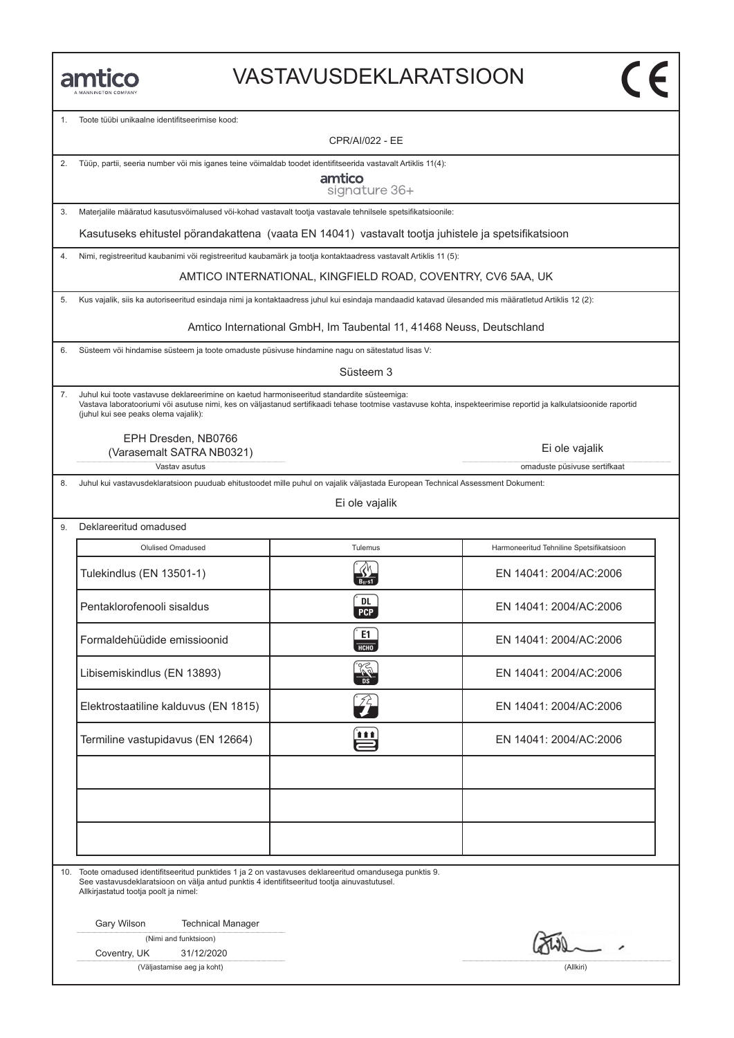# VASTAVUSDEKLARATSIOON

amtico
A MANNINGTON COMPANY

CE

1. Toote tüübi unikaalne identifitseerimise kood:

CPR/AI/022 - EE

2. Tüüp, partii, seeria number või mis iganes teine võimaldab toodet identifitseerida vastavalt Artiklis 11(4):

amtico signature 36+

3. Materjalile määratud kasutusvõimalused või-kohad vastavalt tootja vastavale tehnilsele spetsifikatsioonile:

Kasutuseks ehitustel põrandakattena (vaata EN 14041) vastavalt tootja juhistele ja spetsifikatsioon

4. Nimi, registreeritud kaubanimi või registreeritud kaubamärk ja tootja kontaktaadress vastavalt Artiklis 11 (5):

AMTICO INTERNATIONAL, KINGFIELD ROAD, COVENTRY, CV6 5AA, UK

5. Kus vajalik, siis ka autoriseeritud esindaja nimi ja kontaktaadress juhul kui esindaja mandaadid katavad ülesanded mis määratletud Artiklis 12 (2):

Amtico International GmbH, Im Taubental 11, 41468 Neuss, Deutschland

6. Süsteem või hindamise süsteem ja toote omaduste püsivuse hindamine nagu on sätestatud lisas V:

Süsteem 3

7. Juhul kui toote vastavuse deklareerimine on kaetud harmoniseeritud standardite süsteemiga:
Vastava laboratooriumi või asutuse nimi, kes on väljastanud sertifikaadi tehase tootmise vastavuse kohta, inspekteerimise reportid ja kalkulatsioonide raportid (juhul kui see peaks olema vajalik):

EPH Dresden, NB0766
(Varasemalt SATRA NB0321)
Vastav asutus

Ei ole vajalik
omaduste püsivuse sertifkaat

8. Juhul kui vastavusdeklaratsioon puuduab ehitustoodet mille puhul on vajalik väljastada European Technical Assessment Dokument:

Ei ole vajalik

9. Deklareeritud omadused

| Olulised Omadused | Tulemus | Harmoneeritud Tehniline Spetsifikatsioon |
|---|---|---|
| Tulekindlus (EN 13501-1) | $B_{fl}$-s1 | EN 14041: 2004/AC:2006 |
| Pentaklorofenooli sisaldus | DL PCP | EN 14041: 2004/AC:2006 |
| Formaldehüüdide emissioonid | E1 HCHO | EN 14041: 2004/AC:2006 |
| Libisemiskindlus (EN 13893) | DS | EN 14041: 2004/AC:2006 |
| Elektrostaatiline kalduvus (EN 1815) | | EN 14041: 2004/AC:2006 |
| Termiline vastupidavus (EN 12664) | | EN 14041: 2004/AC:2006 |
| | | |
| | | |
| | | |

10. Toote omadused identifitseeritud punktides 1 ja 2 on vastavuses deklareeritud omandusega punktis 9.
See vastavusdeklaratsioon on välja antud punktis 4 identifitseeritud tootja ainuvastutusel.
Allkirjastatud tootja poolt ja nimel:

Gary Wilson Technical Manager
(Nimi and funktsioon)

Coventry, UK 31/12/2020
(Väljastamise aeg ja koht)

(Allkiri)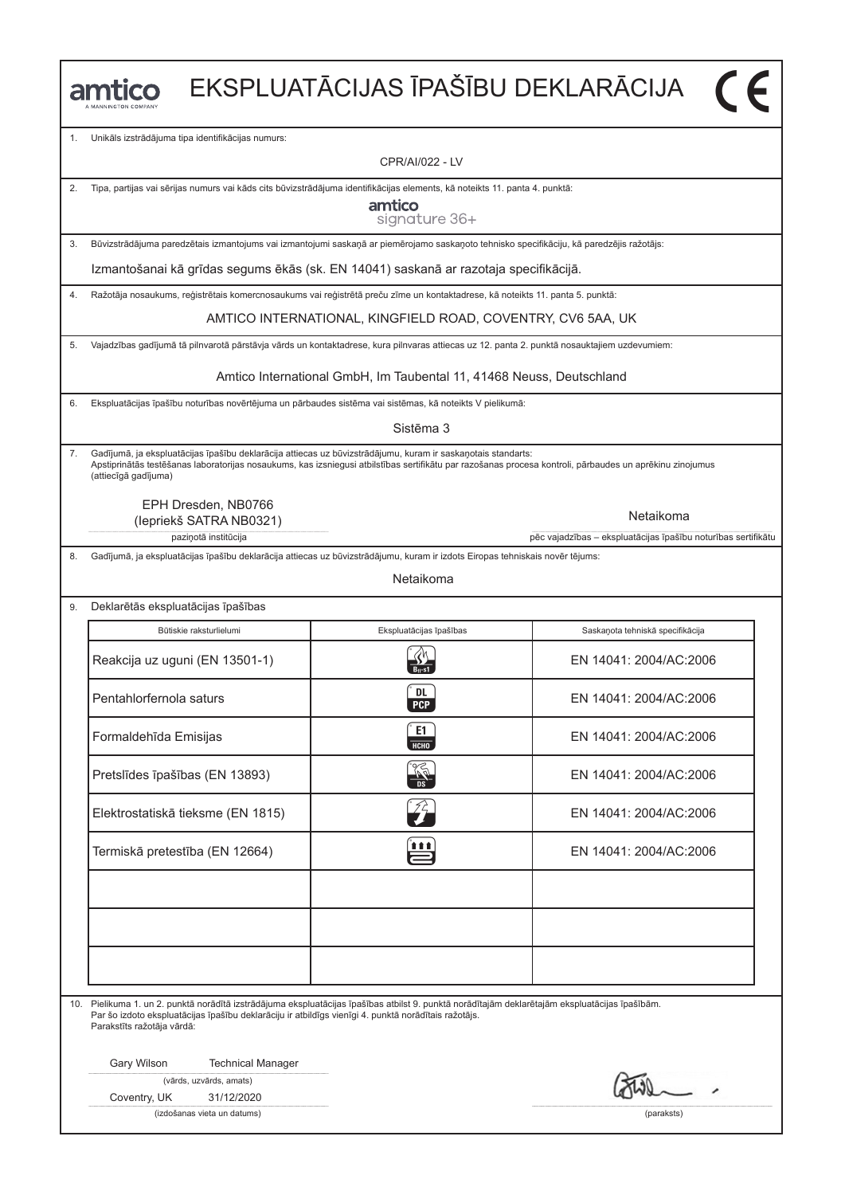# EKSPLUATĀCIJAS ĪPAŠĪBU DEKLARĀCIJA

amtico
A MANNINGTON COMPANY

1. Unikāls izstrādājuma tipa identifikācijas numurs:

CPR/AI/022 - LV

2. Tipa, partijas vai sērijas numurs vai kāds cits būvizstrādājuma identifikācijas elements, kā noteikts 11. panta 4. punktā:

amtico
signature 36+

3. Būvizstrādājuma paredzētais izmantojums vai izmantojumi saskaņā ar piemērojamo saskaņoto tehnisko specifikāciju, kā paredzējis ražotājs:

Izmantošanai kā grīdas segums ēkās (sk. EN 14041) saskanā ar razotaja specifikācijā.

4. Ražotāja nosaukums, reģistrētais komercnosaukums vai reģistrētā preču zīme un kontaktadrese, kā noteikts 11. panta 5. punktā:

AMTICO INTERNATIONAL, KINGFIELD ROAD, COVENTRY, CV6 5AA, UK

5. Vajadzības gadījumā tā pilnvarotā pārstāvja vārds un kontaktadrese, kura pilnvaras attiecas uz 12. panta 2. punktā nosauktajiem uzdevumiem:

Amtico International GmbH, Im Taubental 11, 41468 Neuss, Deutschland

6. Ekspluatācijas īpašību noturības novērtējuma un pārbaudes sistēma vai sistēmas, kā noteikts V pielikumā:

Sistēma 3

7. Gadījumā, ja ekspluatācijas īpašību deklarācija attiecas uz būvizstrādājumu, kuram ir saskaņotais standarts:
Apstiprinātās testēšanas laboratorijas nosaukums, kas izsniegusi atbilstības sertifikātu par razošanas procesa kontroli, pārbaudes un aprēkinu zinojumus (attiecīgā gadījuma)

EPH Dresden, NB0766
(Iepriekš SATRA NB0321)
paziņotā institūcija

Netaikoma
pēc vajadzības – ekspluatācijas īpašību noturības sertifikātu

8. Gadījumā, ja ekspluatācijas īpašību deklarācija attiecas uz būvizstrādājumu, kuram ir izdots Eiropas tehniskais novērtējums:

Netaikoma

9. Deklarētās ekspluatācijas īpašības

| Būtiskie raksturlielumi | Ekspluatācijas īpašības | Saskaņota tehniskā specifikācija |
|---|---|---|
| Reakcija uz uguni (EN 13501-1) | $B_{fl}$-s1 | EN 14041: 2004/AC:2006 |
| Pentahlorfernola saturs | DL PCP | EN 14041: 2004/AC:2006 |
| Formaldehīda Emisijas | E1 HCHO | EN 14041: 2004/AC:2006 |
| Pretslīdes īpašības (EN 13893) | DS | EN 14041: 2004/AC:2006 |
| Elektrostatiskā tieksme (EN 1815) | | EN 14041: 2004/AC:2006 |
| Termiskā pretestība (EN 12664) | | EN 14041: 2004/AC:2006 |
| | | |
| | | |
| | | |

10. Pielikuma 1. un 2. punktā norādītā izstrādājuma ekspluatācijas īpašības atbilst 9. punktā norādītajām deklarētajām ekspluatācijas īpašībām.
Par šo izdoto ekspluatācijas īpašību deklarāciju ir atbildīgs vienīgi 4. punktā norādītais ražotājs.
Parakstīts ražotāja vārdā:

Gary Wilson Technical Manager
(vārds, uzvārds, amats)

Coventry, UK 31/12/2020
(izdošanas vieta un datums)

(paraksts)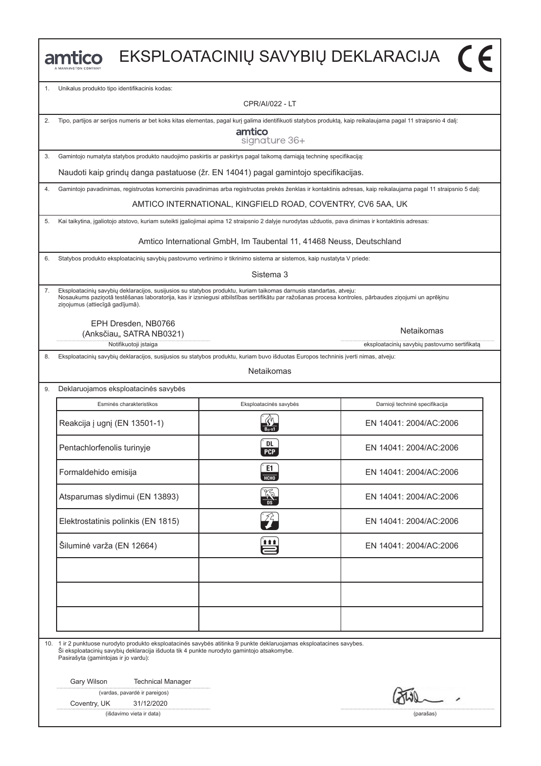# EKSPLOATACINIŲ SAVYBIŲ DEKLARACIJA

amtico
A MANNINGTON COMPANY

CE

1. Unikalus produkto tipo identifikacinis kodas:

CPR/AI/022 - LT

2. Tipo, partijos ar serijos numeris ar bet koks kitas elementas, pagal kurį galima identifikuoti statybos produktą, kaip reikalaujama pagal 11 straipsnio 4 dalį:

amtico signature 36+

3. Gamintojo numatyta statybos produkto naudojimo paskirtis ar paskirtys pagal taikomą darniąją techninę specifikaciją:

Naudoti kaip grindų danga pastatuose (žr. EN 14041) pagal gamintojo specifikacijas.

4. Gamintojo pavadinimas, registruotas komercinis pavadinimas arba registruotas prekės ženklas ir kontaktinis adresas, kaip reikalaujama pagal 11 straipsnio 5 dalį:

AMTICO INTERNATIONAL, KINGFIELD ROAD, COVENTRY, CV6 5AA, UK

5. Kai taikytina, įgaliotojo atstovo, kuriam suteikti įgaliojimai apima 12 straipsnio 2 dalyje nurodytas užduotis, pava dinimas ir kontaktinis adresas:

Amtico International GmbH, Im Taubental 11, 41468 Neuss, Deutschland

6. Statybos produkto eksploatacinių savybių pastovumo vertinimo ir tikrinimo sistema ar sistemos, kaip nustatyta V priede:

Sistema 3

7. Eksploatacinių savybių deklaracijos, susijusios su statybos produktu, kuriam taikomas darnusis standartas, atveju:
Nosaukums paziņotā testēšanas laboratorija, kas ir izsniegusi atbilstības sertifikātu par ražošanas procesa kontroles, pārbaudes ziņojumi un aprēķinu ziņojumus (attiecīgā gadījumā).

EPH Dresden, NB0766
(Anksčiau„ SATRA NB0321)
Notifikuotoji įstaiga

Netaikomas
eksploatacinių savybių pastovumo sertifikatą

8. Eksploatacinių savybių deklaracijos, susijusios su statybos produktu, kuriam buvo išduotas Europos techninis įverti nimas, atveju:

Netaikomas

9. Deklaruojamos eksploatacinės savybės

| Esminės charakteristikos | Eksploatacinės savybės | Darnioji techninė specifikacija |
|---|---|---|
| Reakcija į ugnį (EN 13501-1) | $B_{fl}$-s1 | EN 14041: 2004/AC:2006 |
| Pentachlorfenolis turinyje | DL PCP | EN 14041: 2004/AC:2006 |
| Formaldehido emisija | E1 HCHO | EN 14041: 2004/AC:2006 |
| Atsparumas slydimui (EN 13893) | DS | EN 14041: 2004/AC:2006 |
| Elektrostatinis polinkis (EN 1815) | | EN 14041: 2004/AC:2006 |
| Šiluminė varža (EN 12664) | | EN 14041: 2004/AC:2006 |
| | | |
| | | |
| | | |

10. 1 ir 2 punktuose nurodyto produkto eksploatacinės savybės atitinka 9 punkte deklaruojamas eksploatacines savybes.
Ši eksploatacinių savybių deklaracija išduota tik 4 punkte nurodyto gamintojo atsakomybe.
Pasirašyta (gamintojas ir jo vardu):

Gary Wilson Technical Manager
(vardas, pavardė ir pareigos)

Coventry, UK 31/12/2020
(išdavimo vieta ir data)

(parašas)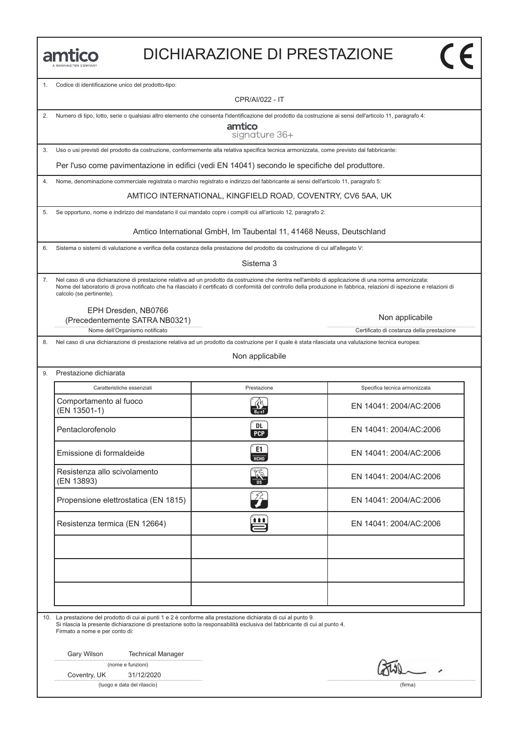# DICHIARAZIONE DI PRESTAZIONE

1. Codice di identificazione unico del prodotto-tipo:

   CPR/AI/022 - IT

2. Numero di tipo, lotto, serie o qualsiasi altro elemento che consenta l'identificazione del prodotto da costruzione ai sensi dell'articolo 11, paragrafo 4:

   amtico signature 36+

3. Uso o usi previsti del prodotto da costruzione, conformemente alla relativa specifica tecnica armonizzata, come previsto dal fabbricante:

   Per l'uso come pavimentazione in edifici (vedi EN 14041) secondo le specifiche del produttore.

4. Nome, denominazione commerciale registrata o marchio registrato e indirizzo del fabbricante ai sensi dell'articolo 11, paragrafo 5:

   AMTICO INTERNATIONAL, KINGFIELD ROAD, COVENTRY, CV6 5AA, UK

5. Se opportuno, nome e indirizzo del mandatario il cui mandato copre i compiti cui all'articolo 12, paragrafo 2:

   Amtico International GmbH, Im Taubental 11, 41468 Neuss, Deutschland

6. Sistema o sistemi di valutazione e verifica della costanza della prestazione del prodotto da costruzione di cui all'allegato V:

   Sistema 3

7. Nel caso di una dichiarazione di prestazione relativa ad un prodotto da costruzione che rientra nell'ambito di applicazione di una norma armonizzata: Nome del laboratorio di prova notificato che ha rilasciato il certificato di conformità del controllo della produzione in fabbrica, relazioni di ispezione e relazioni di calcolo (se pertinente).

   EPH Dresden, NB0766 (Precedentemente SATRA NB0321)
   Nome dell'Organismo notificato

   Non applicabile
   Certificato di costanza della prestazione

8. Nel caso di una dichiarazione di prestazione relativa ad un prodotto da costruzione per il quale è stata rilasciata una valutazione tecnica europea:

   Non applicabile

9. Prestazione dichiarata

| Caratteristiche essenziali | Prestazione | Specifica tecnica armonizzata |
|---|---|---|
| Comportamento al fuoco (EN 13501-1) | $B_{fl}$-s1 | EN 14041: 2004/AC:2006 |
| Pentaclorofenolo | DL PCP | EN 14041: 2004/AC:2006 |
| Emissione di formaldeide | E1 HCHO | EN 14041: 2004/AC:2006 |
| Resistenza allo scivolamento (EN 13893) | DS | EN 14041: 2004/AC:2006 |
| Propensione elettrostatica (EN 1815) | | EN 14041: 2004/AC:2006 |
| Resistenza termica (EN 12664) | | EN 14041: 2004/AC:2006 |
| | | |
| | | |
| | | |

10. La prestazione del prodotto di cui ai punti 1 e 2 è conforme alla prestazione dichiarata di cui al punto 9. Si rilascia la presente dichiarazione di prestazione sotto la responsabilità esclusiva del fabbricante di cui al punto 4. Firmato a nome e per conto di:

    Gary Wilson Technical Manager
    (nome e funzioni)

    Coventry, UK 31/12/2020
    (luogo e data del rilascio)

    (firma)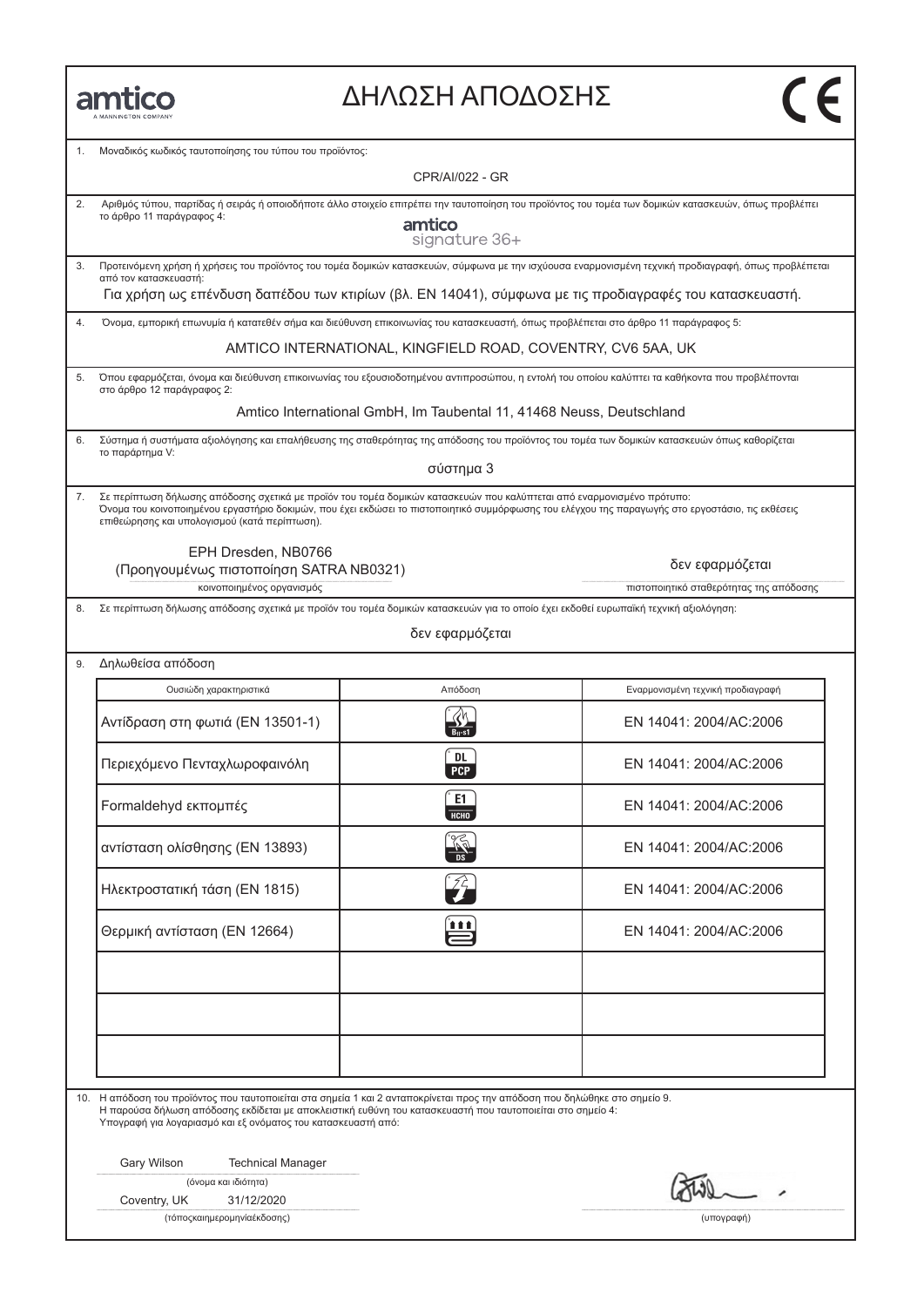# ΔΗΛΩΣΗ ΑΠΟΔΟΣΗΣ

amtico
A MANNINGTON COMPANY

CE

1. Μοναδικός κωδικός ταυτοποίησης του τύπου του προϊόντος:

CPR/AI/022 - GR

2. Αριθμός τύπου, παρτίδας ή σειράς ή οποιοδήποτε άλλο στοιχείο επιτρέπει την ταυτοποίηση του προϊόντος του τομέα των δομικών κατασκευών, όπως προβλέπει το άρθρο 11 παράγραφος 4:

amtico signature 36+

3. Προτεινόμενη χρήση ή χρήσεις του προϊόντος του τομέα δομικών κατασκευών, σύμφωνα με την ισχύουσα εναρμονισμένη τεχνική προδιαγραφή, όπως προβλέπεται από τον κατασκευαστή:

Για χρήση ως επένδυση δαπέδου των κτιρίων (βλ. EN 14041), σύμφωνα με τις προδιαγραφές του κατασκευαστή.

4. Όνομα, εμπορική επωνυμία ή κατατεθέν σήμα και διεύθυνση επικοινωνίας του κατασκευαστή, όπως προβλέπεται στο άρθρο 11 παράγραφος 5:

AMTICO INTERNATIONAL, KINGFIELD ROAD, COVENTRY, CV6 5AA, UK

5. Όπου εφαρμόζεται, όνομα και διεύθυνση επικοινωνίας του εξουσιοδοτημένου αντιπροσώπου, η εντολή του οποίου καλύπτει τα καθήκοντα που προβλέπονται στο άρθρο 12 παράγραφος 2:

Amtico International GmbH, Im Taubental 11, 41468 Neuss, Deutschland

6. Σύστημα ή συστήματα αξιολόγησης και επαλήθευσης της σταθερότητας της απόδοσης του προϊόντος του τομέα των δομικών κατασκευών όπως καθορίζεται το παράρτημα V:

σύστημα 3

7. Σε περίπτωση δήλωσης απόδοσης σχετικά με προϊόν του τομέα δομικών κατασκευών που καλύπτεται από εναρμονισμένο πρότυπο:
Όνομα του κοινοποιημένου εργαστήριο δοκιμών, που έχει εκδώσει το πιστοποιητικό συμμόρφωσης του ελέγχου της παραγωγής στο εργοστάσιο, τις εκθέσεις επιθεώρησης και υπολογισμού (κατά περίπτωση).

EPH Dresden, NB0766
(Προηγουμένως πιστοποίηση SATRA NB0321)
κοινοποιημένος οργανισμός

δεν εφαρμόζεται
πιστοποιητικό σταθερότητας της απόδοσης

8. Σε περίπτωση δήλωσης απόδοσης σχετικά με προϊόν του τομέα δομικών κατασκευών για το οποίο έχει εκδοθεί ευρωπαϊκή τεχνική αξιολόγηση:

δεν εφαρμόζεται

9. Δηλωθείσα απόδοση

| Ουσιώδη χαρακτηριστικά | Απόδοση | Εναρμονισμένη τεχνική προδιαγραφή |
|---|---|---|
| Αντίδραση στη φωτιά (EN 13501-1) | $B_{fl}$-s1 | EN 14041: 2004/AC:2006 |
| Περιεχόμενο Πενταχλωροφαινόλη | DL PCP | EN 14041: 2004/AC:2006 |
| Formaldehyd εκπομπές | E1 HCHO | EN 14041: 2004/AC:2006 |
| αντίσταση ολίσθησης (EN 13893) | DS | EN 14041: 2004/AC:2006 |
| Ηλεκτροστατική τάση (EN 1815) | | EN 14041: 2004/AC:2006 |
| Θερμική αντίσταση (EN 12664) | | EN 14041: 2004/AC:2006 |
| | | |
| | | |
| | | |

10. Η απόδοση του προϊόντος που ταυτοποιείται στα σημεία 1 και 2 ανταποκρίνεται προς την απόδοση που δηλώθηκε στο σημείο 9.
Η παρούσα δήλωση απόδοσης εκδίδεται με αποκλειστική ευθύνη του κατασκευαστή που ταυτοποιείται στο σημείο 4:
Υπογραφή για λογαριασμό και εξ ονόματος του κατασκευαστή από:

Gary Wilson Technical Manager
(όνομα και ιδιότητα)

Coventry, UK 31/12/2020
(τόποςκαιημερομηνίαέκδοσης)

(υπογραφή)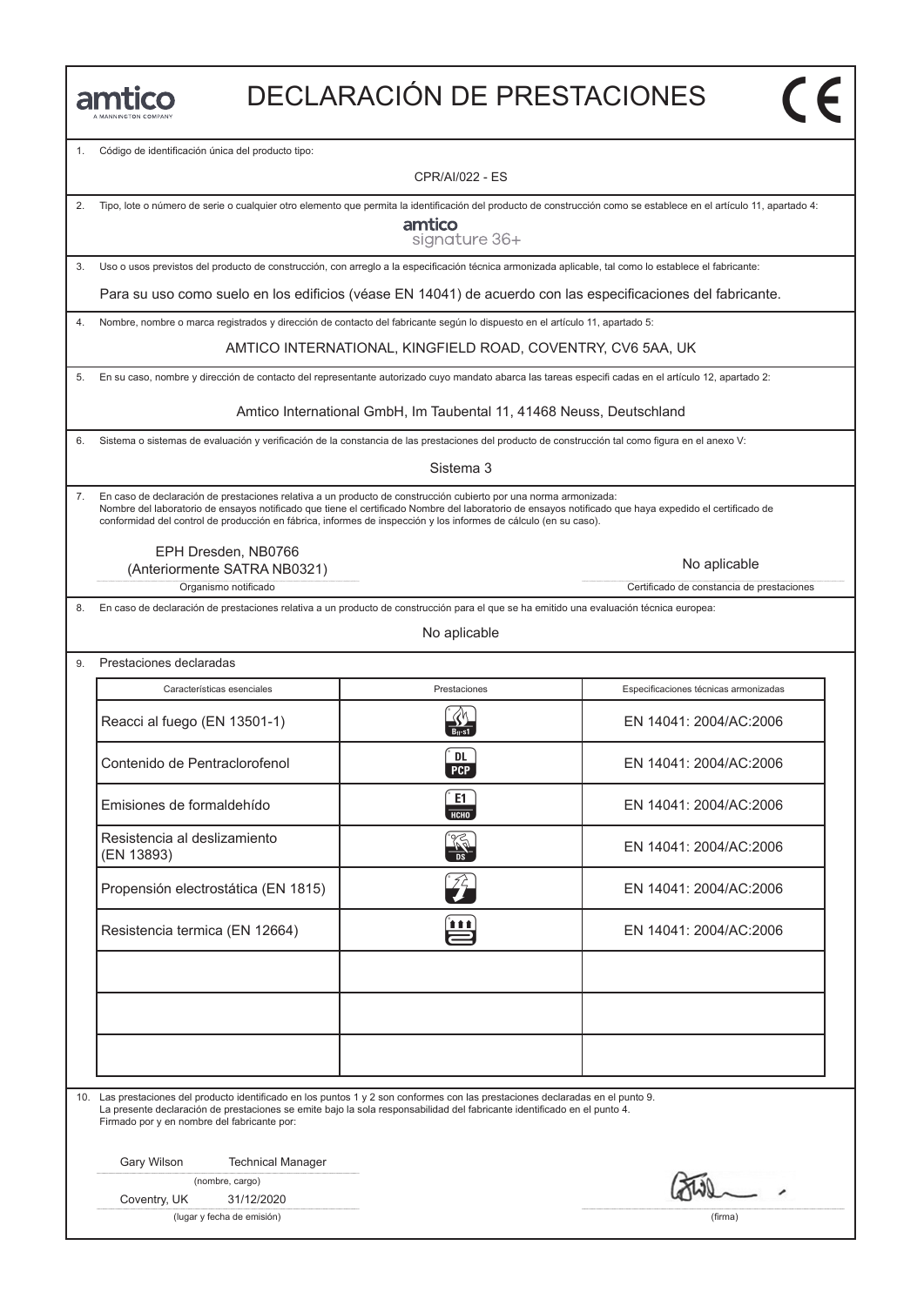amtico
A MANNINGTON COMPANY

# DECLARACIÓN DE PRESTACIONES

CE

1. Código de identificación única del producto tipo:

CPR/AI/022 - ES

2. Tipo, lote o número de serie o cualquier otro elemento que permita la identificación del producto de construcción como se establece en el artículo 11, apartado 4:

amtico
signature 36+

3. Uso o usos previstos del producto de construcción, con arreglo a la especificación técnica armonizada aplicable, tal como lo establece el fabricante:

Para su uso como suelo en los edificios (véase EN 14041) de acuerdo con las especificaciones del fabricante.

4. Nombre, nombre o marca registrados y dirección de contacto del fabricante según lo dispuesto en el artículo 11, apartado 5:

AMTICO INTERNATIONAL, KINGFIELD ROAD, COVENTRY, CV6 5AA, UK

5. En su caso, nombre y dirección de contacto del representante autorizado cuyo mandato abarca las tareas especifi cadas en el artículo 12, apartado 2:

Amtico International GmbH, Im Taubental 11, 41468 Neuss, Deutschland

6. Sistema o sistemas de evaluación y verificación de la constancia de las prestaciones del producto de construcción tal como figura en el anexo V:

Sistema 3

7. En caso de declaración de prestaciones relativa a un producto de construcción cubierto por una norma armonizada:
Nombre del laboratorio de ensayos notificado que tiene el certificado Nombre del laboratorio de ensayos notificado que haya expedido el certificado de conformidad del control de producción en fábrica, informes de inspección y los informes de cálculo (en su caso).

EPH Dresden, NB0766
(Anteriormente SATRA NB0321)
Organismo notificado

No aplicable
Certificado de constancia de prestaciones

8. En caso de declaración de prestaciones relativa a un producto de construcción para el que se ha emitido una evaluación técnica europea:

No aplicable

9. Prestaciones declaradas

| Características esenciales | Prestaciones | Especificaciones técnicas armonizadas |
|---|---|---|
| Reacci al fuego (EN 13501-1) | $B_{fl}$-s1 | EN 14041: 2004/AC:2006 |
| Contenido de Pentraclorofenol | DL PCP | EN 14041: 2004/AC:2006 |
| Emisiones de formaldehído | E1 HCHO | EN 14041: 2004/AC:2006 |
| Resistencia al deslizamiento (EN 13893) | DS | EN 14041: 2004/AC:2006 |
| Propensión electrostática (EN 1815) | | EN 14041: 2004/AC:2006 |
| Resistencia termica (EN 12664) | | EN 14041: 2004/AC:2006 |
| | | |
| | | |
| | | |

10. Las prestaciones del producto identificado en los puntos 1 y 2 son conformes con las prestaciones declaradas en el punto 9.
La presente declaración de prestaciones se emite bajo la sola responsabilidad del fabricante identificado en el punto 4.
Firmado por y en nombre del fabricante por:

Gary Wilson    Technical Manager
(nombre, cargo)

Coventry, UK    31/12/2020
(lugar y fecha de emisión)

(firma)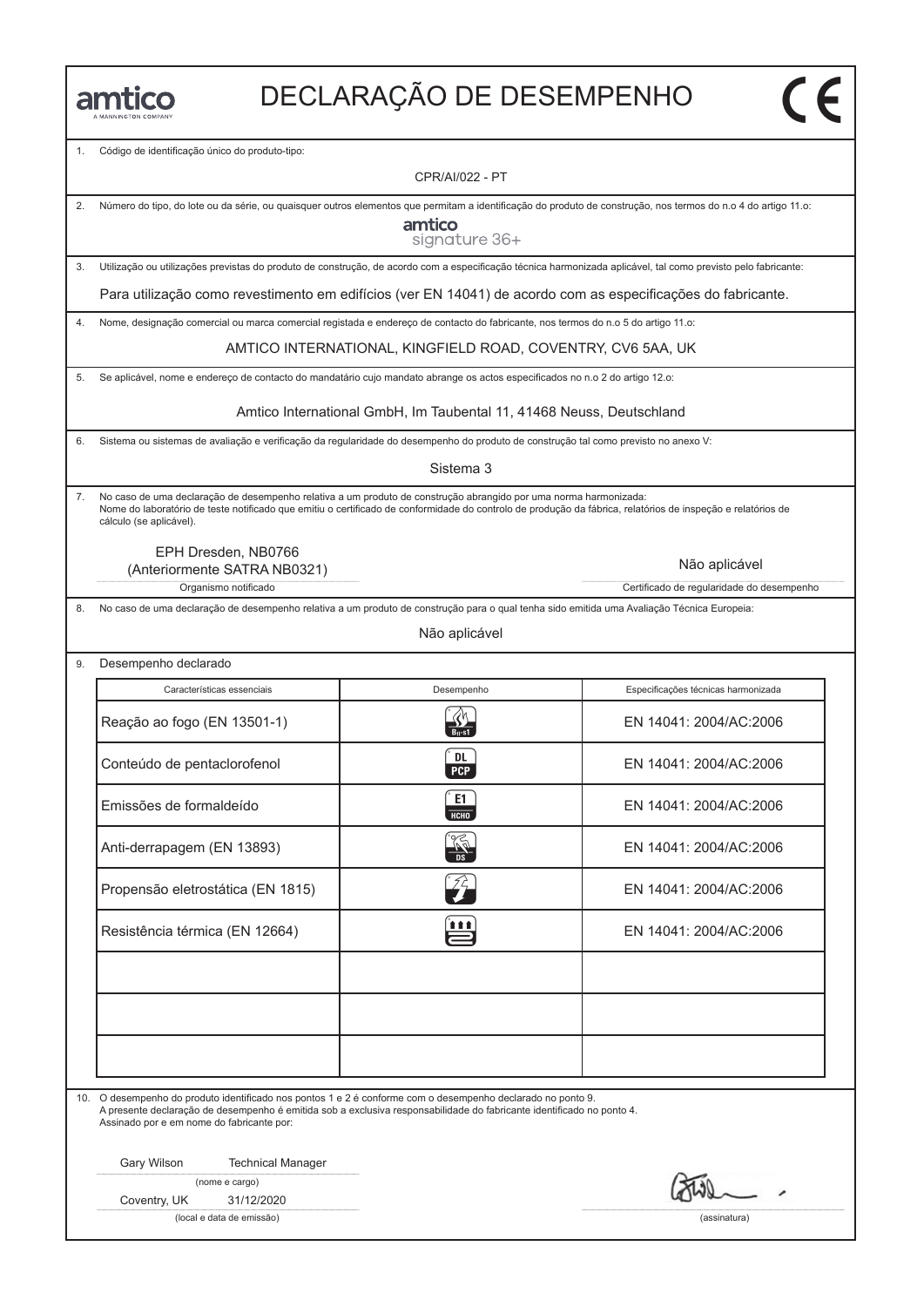amtico
A MANNINGTON COMPANY

# DECLARAÇÃO DE DESEMPENHO

CE

1. Código de identificação único do produto-tipo:

CPR/AI/022 - PT

2. Número do tipo, do lote ou da série, ou quaisquer outros elementos que permitam a identificação do produto de construção, nos termos do n.o 4 do artigo 11.o:

amtico signature 36+

3. Utilização ou utilizações previstas do produto de construção, de acordo com a especificação técnica harmonizada aplicável, tal como previsto pelo fabricante:

Para utilização como revestimento em edifícios (ver EN 14041) de acordo com as especificações do fabricante.

4. Nome, designação comercial ou marca comercial registada e endereço de contacto do fabricante, nos termos do n.o 5 do artigo 11.o:

AMTICO INTERNATIONAL, KINGFIELD ROAD, COVENTRY, CV6 5AA, UK

5. Se aplicável, nome e endereço de contacto do mandatário cujo mandato abrange os actos especificados no n.o 2 do artigo 12.o:

Amtico International GmbH, Im Taubental 11, 41468 Neuss, Deutschland

6. Sistema ou sistemas de avaliação e verificação da regularidade do desempenho do produto de construção tal como previsto no anexo V:

Sistema 3

7. No caso de uma declaração de desempenho relativa a um produto de construção abrangido por uma norma harmonizada:
Nome do laboratório de teste notificado que emitiu o certificado de conformidade do controlo de produção da fábrica, relatórios de inspeção e relatórios de cálculo (se aplicável).

EPH Dresden, NB0766
(Anteriormente SATRA NB0321)
Organismo notificado

Não aplicável
Certificado de regularidade do desempenho

8. No caso de uma declaração de desempenho relativa a um produto de construção para o qual tenha sido emitida uma Avaliação Técnica Europeia:

Não aplicável

9. Desempenho declarado

| Características essenciais | Desempenho | Especificações técnicas harmonizada |
|---|---|---|
| Reação ao fogo (EN 13501-1) | $B_{fl}$-s1 | EN 14041: 2004/AC:2006 |
| Conteúdo de pentaclorofenol | DL PCP | EN 14041: 2004/AC:2006 |
| Emissões de formaldeído | E1 HCHO | EN 14041: 2004/AC:2006 |
| Anti-derrapagem (EN 13893) | DS | EN 14041: 2004/AC:2006 |
| Propensão eletrostática (EN 1815) | | EN 14041: 2004/AC:2006 |
| Resistência térmica (EN 12664) | | EN 14041: 2004/AC:2006 |
| | | |
| | | |
| | | |

10. O desempenho do produto identificado nos pontos 1 e 2 é conforme com o desempenho declarado no ponto 9.
A presente declaração de desempenho é emitida sob a exclusiva responsabilidade do fabricante identificado no ponto 4.
Assinado por e em nome do fabricante por:

Gary Wilson Technical Manager
(nome e cargo)

Coventry, UK 31/12/2020
(local e data de emissão)

(assinatura)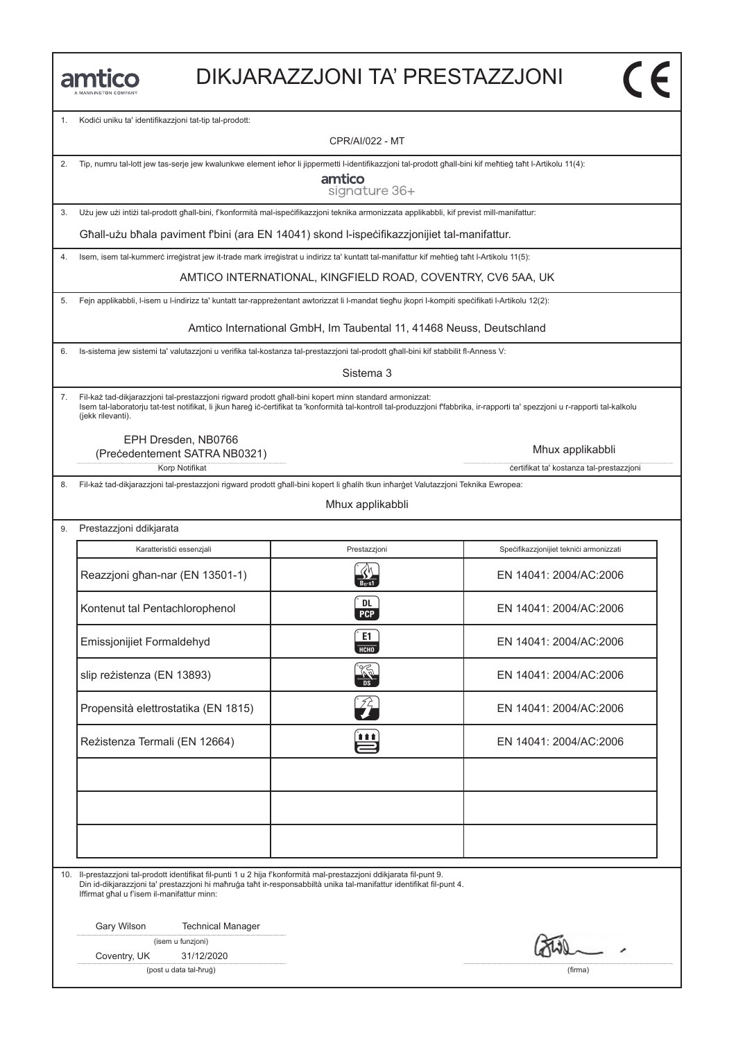amtico
A MANNINGTON COMPANY

# DIKJARAZZJONI TA' PRESTAZZJONI

CE

1. Kodiċi uniku ta' identifikazzjoni tat-tip tal-prodott:

CPR/AI/022 - MT

2. Tip, numru tal-lott jew tas-serje jew kwalunkwe element ieħor li jippermetti l-identifikazzjoni tal-prodott għall-bini kif meħtieġ taħt l-Artikolu 11(4):

amtico signature 36+

3. Użu jew użi intiżi tal-prodott għall-bini, f'konformità mal-ispeċifikazzjoni teknika armonizzata applikabbli, kif previst mill-manifattur:

Għall-użu bħala paviment f'bini (ara EN 14041) skond l-ispeċifikazzjonijiet tal-manifattur.

4. Isem, isem tal-kummerċ irreġistrat jew it-trade mark irreġistrat u indirizz ta' kuntatt tal-manifattur kif meħtieġ taħt l-Artikolu 11(5):

AMTICO INTERNATIONAL, KINGFIELD ROAD, COVENTRY, CV6 5AA, UK

5. Fejn applikabbli, l-isem u l-indirizz ta' kuntatt tar-rappreżentant awtorizzat li l-mandat tiegħu jkopri l-kompiti speċifikati l-Artikolu 12(2):

Amtico International GmbH, Im Taubental 11, 41468 Neuss, Deutschland

6. Is-sistema jew sistemi ta' valutazzjoni u verifika tal-kostanza tal-prestazzjoni tal-prodott għall-bini kif stabbilit fl-Anness V:

Sistema 3

7. Fil-każ tad-dikjarazzjoni tal-prestazzjoni rigward prodott għall-bini kopert minn standard armonizzat:
Isem tal-laboratorju tat-test notifikat, li jkun ħareġ iċ-ċertifikat ta 'konformità tal-kontroll tal-produzzjoni f'fabbrika, ir-rapporti ta' spezzjoni u r-rapporti tal-kalkolu (jekk rilevanti).

EPH Dresden, NB0766
(Preċedentement SATRA NB0321)
Korp Notifikat

Mhux applikabbli
ċertifikat ta' kostanza tal-prestazzjoni

8. Fil-każ tad-dikjarazzjoni tal-prestazzjoni rigward prodott għall-bini kopert li għalih tkun inħarġet Valutazzjoni Teknika Ewropea:

Mhux applikabbli

9. Prestazzjoni ddikjarata

| Karatteristiċi essenzjali | Prestazzjoni | Speċifikazzjonijiet tekniċi armonizzati |
|---|---|---|
| Reazzjoni għan-nar (EN 13501-1) | $B_{fl}$-s1 | EN 14041: 2004/AC:2006 |
| Kontenut tal Pentachlorophenol | DL PCP | EN 14041: 2004/AC:2006 |
| Emissjonijiet Formaldehyd | E1 HCHO | EN 14041: 2004/AC:2006 |
| slip reżistenza (EN 13893) | DS | EN 14041: 2004/AC:2006 |
| Propensità elettrostatika (EN 1815) | | EN 14041: 2004/AC:2006 |
| Reżistenza Termali (EN 12664) | | EN 14041: 2004/AC:2006 |
| | | |
| | | |
| | | |

10. Il-prestazzjoni tal-prodott identifikat fil-punti 1 u 2 hija f'konformità mal-prestazzjoni ddikjarata fil-punt 9.
Din id-dikjarazzjoni ta' prestazzjoni hi maħruġa taħt ir-responsabbiltà unika tal-manifattur identifikat fil-punt 4.
Iffirmat għal u f'isem il-manifattur minn:

Gary Wilson Technical Manager
(isem u funzjoni)

Coventry, UK 31/12/2020
(post u data tal-ħruġ)

(firma)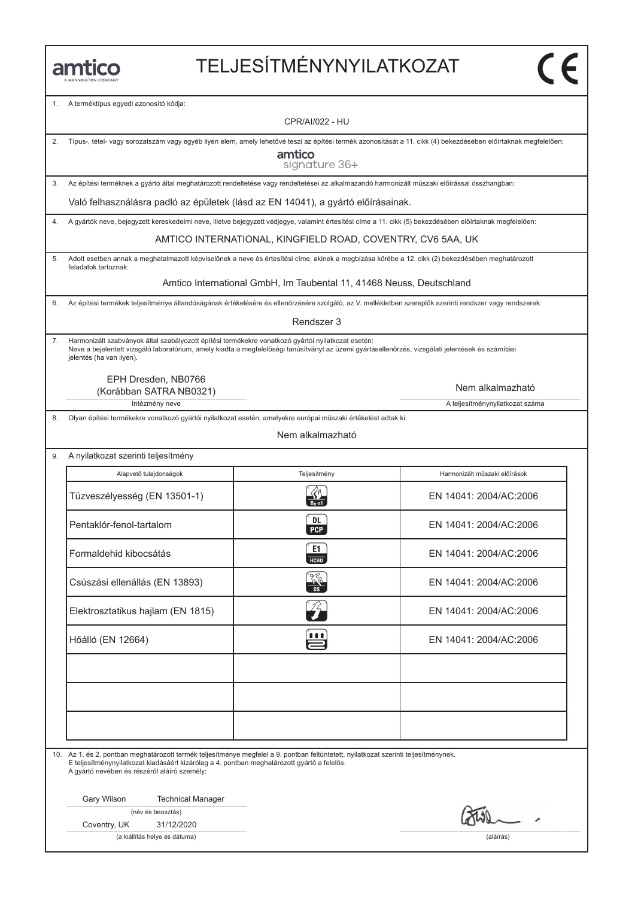amtico
A MANNINGTON COMPANY

# TELJESÍTMÉNYNYILATKOZAT

CE

1. A terméktípus egyedi azonosító kódja:

CPR/AI/022 - HU

2. Típus-, tétel- vagy sorozatszám vagy egyéb ilyen elem, amely lehetővé teszi az építési termék azonosítását a 11. cikk (4) bekezdésében előírtaknak megfelelően:

amtico signature 36+

3. Az építési terméknek a gyártó által meghatározott rendeltetése vagy rendeltetései az alkalmazandó harmonizált műszaki előírással összhangban:

Való felhasználásra padló az épületek (lásd az EN 14041), a gyártó előírásainak.

4. A gyártók neve, bejegyzett kereskedelmi neve, illetve bejegyzett védjegye, valamint értesítési címe a 11. cikk (5) bekezdésében előírtaknak megfelelően:

AMTICO INTERNATIONAL, KINGFIELD ROAD, COVENTRY, CV6 5AA, UK

5. Adott esetben annak a meghatalmazott képviselőnek a neve és értesítési címe, akinek a megbízása körébe a 12. cikk (2) bekezdésében meghatározott feladatok tartoznak:

Amtico International GmbH, Im Taubental 11, 41468 Neuss, Deutschland

6. Az építési termékek teljesítménye állandóságának értékelésére és ellenőrzésére szolgáló, az V. mellékletben szereplők szerinti rendszer vagy rendszerek:

Rendszer 3

7. Harmonizált szabványok által szabályozott építési termékekre vonatkozó gyártói nyilatkozat esetén:
Neve a bejelentett vizsgáló laboratórium, amely kiadta a megfelelőségi tanúsítványt az üzemi gyártásellenőrzés, vizsgálati jelentések és számítási jelentés (ha van ilyen).

EPH Dresden, NB0766
(Korábban SATRA NB0321)
Intézmény neve

Nem alkalmazható
A teljesítménynyilatkozat száma

8. Olyan építési termékekre vonatkozó gyártói nyilatkozat esetén, amelyekre európai műszaki értékelést adtak ki:

Nem alkalmazható

9. A nyilatkozat szerinti teljesítmény

| Alapvető tulajdonságok | Teljesítmény | Harmonizált műszaki előírások |
|---|---|---|
| Tűzveszélyesség (EN 13501-1) | $B_{fl}$-s1 | EN 14041: 2004/AC:2006 |
| Pentaklór-fenol-tartalom | DL PCP | EN 14041: 2004/AC:2006 |
| Formaldehid kibocsátás | E1 HCHO | EN 14041: 2004/AC:2006 |
| Csúszási ellenállás (EN 13893) | DS | EN 14041: 2004/AC:2006 |
| Elektrosztatikus hajlam (EN 1815) | | EN 14041: 2004/AC:2006 |
| Hőálló (EN 12664) | | EN 14041: 2004/AC:2006 |
| | | |
| | | |
| | | |

10. Az 1. és 2. pontban meghatározott termék teljesítménye megfelel a 9. pontban feltüntetett, nyilatkozat szerinti teljesítménynek.
E teljesítménynyilatkozat kiadásáért kizárólag a 4. pontban meghatározott gyártó a felelős.
A gyártó nevében és részéről aláíró személy:

Gary Wilson Technical Manager
(név és beosztás)

Coventry, UK 31/12/2020
(a kiállítás helye és dátuma)

(aláírás)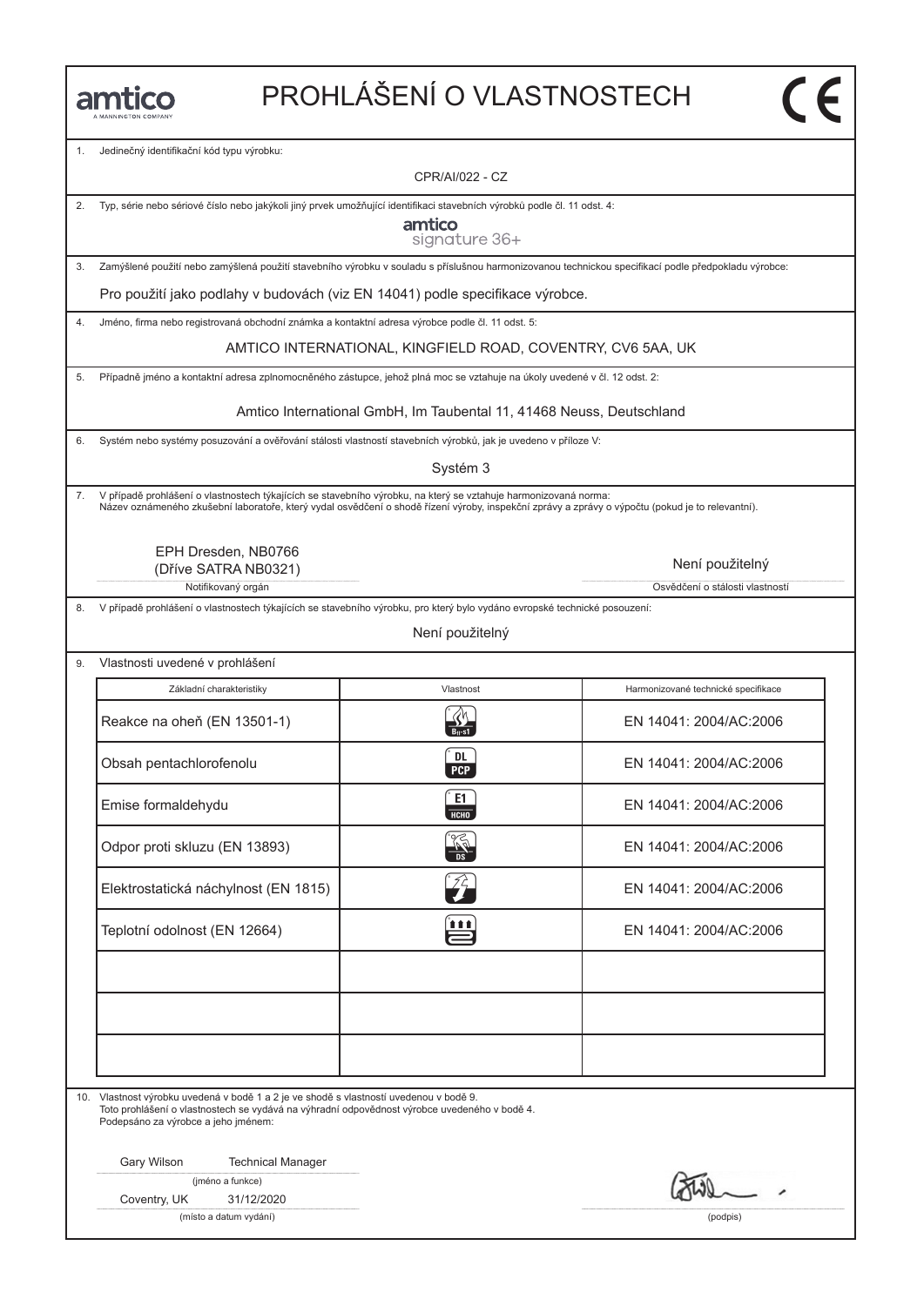amtico
A MANNINGTON COMPANY

# PROHLÁŠENÍ O VLASTNOSTECH

CE

1. Jedinečný identifikační kód typu výrobku:

CPR/AI/022 - CZ

2. Typ, série nebo sériové číslo nebo jakýkoli jiný prvek umožňující identifikaci stavebních výrobků podle čl. 11 odst. 4:

amtico signature 36+

3. Zamýšlené použití nebo zamýšlená použití stavebního výrobku v souladu s příslušnou harmonizovanou technickou specifikací podle předpokladu výrobce:

Pro použití jako podlahy v budovách (viz EN 14041) podle specifikace výrobce.

4. Jméno, firma nebo registrovaná obchodní známka a kontaktní adresa výrobce podle čl. 11 odst. 5:

AMTICO INTERNATIONAL, KINGFIELD ROAD, COVENTRY, CV6 5AA, UK

5. Případně jméno a kontaktní adresa zplnomocněného zástupce, jehož plná moc se vztahuje na úkoly uvedené v čl. 12 odst. 2:

Amtico International GmbH, Im Taubental 11, 41468 Neuss, Deutschland

6. Systém nebo systémy posuzování a ověřování stálosti vlastností stavebních výrobků, jak je uvedeno v příloze V:

Systém 3

7. V případě prohlášení o vlastnostech týkajících se stavebního výrobku, na který se vztahuje harmonizovaná norma:
Název oznámeného zkušební laboratoře, který vydal osvědčení o shodě řízení výroby, inspekční zprávy a zprávy o výpočtu (pokud je to relevantní).

EPH Dresden, NB0766
(Dříve SATRA NB0321)
Notifikovaný orgán

Není použitelný
Osvědčení o stálosti vlastností

8. V případě prohlášení o vlastnostech týkajících se stavebního výrobku, pro který bylo vydáno evropské technické posouzení:

Není použitelný

9. Vlastnosti uvedené v prohlášení

| Základní charakteristiky | Vlastnost | Harmonizované technické specifikace |
|---|---|---|
| Reakce na oheň (EN 13501-1) | $B_{fl}$-s1 | EN 14041: 2004/AC:2006 |
| Obsah pentachlorofenolu | DL PCP | EN 14041: 2004/AC:2006 |
| Emise formaldehydu | E1 HCHO | EN 14041: 2004/AC:2006 |
| Odpor proti skluzu (EN 13893) | DS | EN 14041: 2004/AC:2006 |
| Elektrostatická náchylnost (EN 1815) | | EN 14041: 2004/AC:2006 |
| Teplotní odolnost (EN 12664) | | EN 14041: 2004/AC:2006 |
| | | |
| | | |
| | | |

10. Vlastnost výrobku uvedená v bodě 1 a 2 je ve shodě s vlastností uvedenou v bodě 9.
Toto prohlášení o vlastnostech se vydává na výhradní odpovědnost výrobce uvedeného v bodě 4.
Podepsáno za výrobce a jeho jménem:

Gary Wilson Technical Manager
(jméno a funkce)

Coventry, UK 31/12/2020
(místo a datum vydání)

(podpis)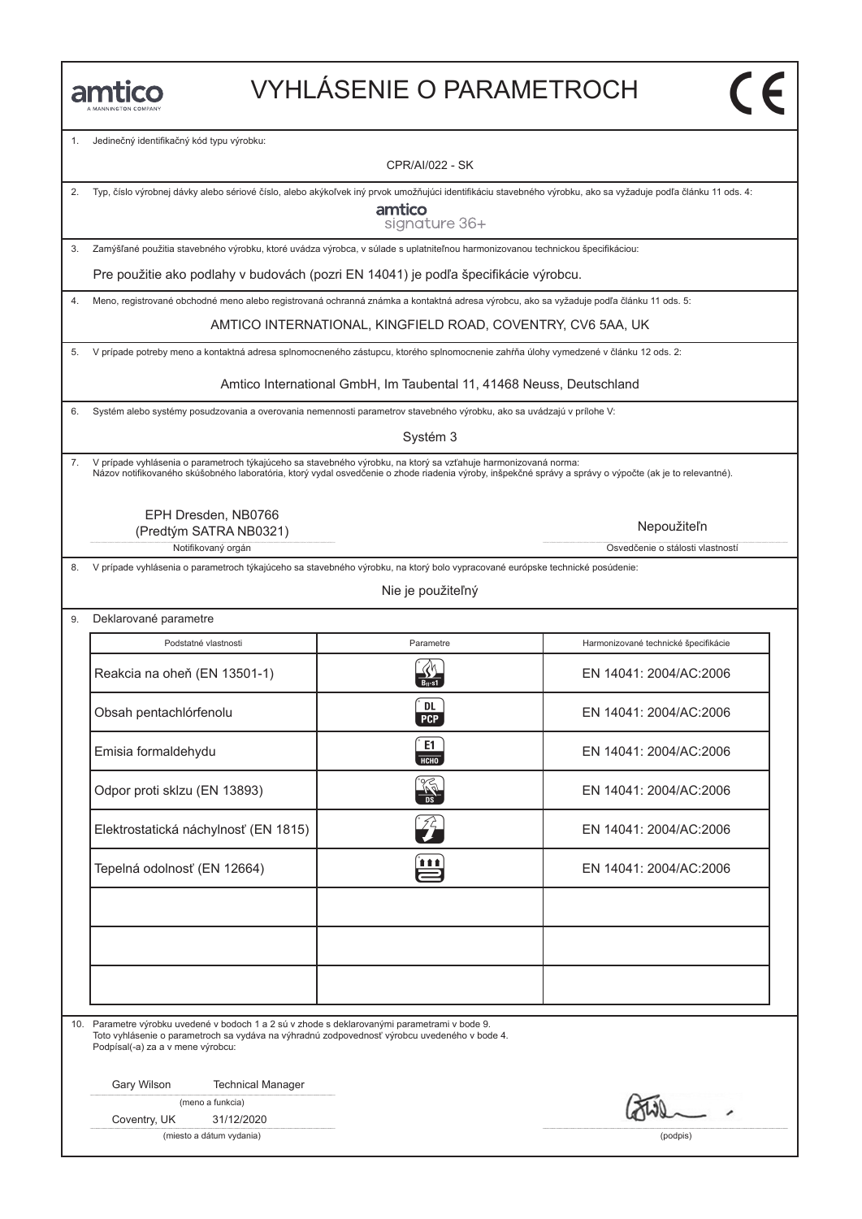amtico
A MANNINGTON COMPANY

# VYHLÁSENIE O PARAMETROCH

CE

1. Jedinečný identifikačný kód typu výrobku:

CPR/AI/022 - SK

2. Typ, číslo výrobnej dávky alebo sériové číslo, alebo akýkoľvek iný prvok umožňujúci identifikáciu stavebného výrobku, ako sa vyžaduje podľa článku 11 ods. 4:

amtico
signature 36+

3. Zamýšľané použitia stavebného výrobku, ktoré uvádza výrobca, v súlade s uplatniteľnou harmonizovanou technickou špecifikáciou:

Pre použitie ako podlahy v budovách (pozri EN 14041) je podľa špecifikácie výrobcu.

4. Meno, registrované obchodné meno alebo registrovaná ochranná známka a kontaktná adresa výrobcu, ako sa vyžaduje podľa článku 11 ods. 5:

AMTICO INTERNATIONAL, KINGFIELD ROAD, COVENTRY, CV6 5AA, UK

5. V prípade potreby meno a kontaktná adresa splnomocneného zástupcu, ktorého splnomocnenie zahŕňa úlohy vymedzené v článku 12 ods. 2:

Amtico International GmbH, Im Taubental 11, 41468 Neuss, Deutschland

6. Systém alebo systémy posudzovania a overovania nemennosti parametrov stavebného výrobku, ako sa uvádzajú v prílohe V:

Systém 3

7. V prípade vyhlásenia o parametroch týkajúceho sa stavebného výrobku, na ktorý sa vzťahuje harmonizovaná norma:
Názov notifikovaného skúšobného laboratória, ktorý vydal osvedčenie o zhode riadenia výroby, inšpekčné správy a správy o výpočte (ak je to relevantné).

EPH Dresden, NB0766
(Predtým SATRA NB0321)
Notifikovaný orgán

Nepoužiteľn
Osvedčenie o stálosti vlastností

8. V prípade vyhlásenia o parametroch týkajúceho sa stavebného výrobku, na ktorý bolo vypracované európske technické posúdenie:

Nie je použiteľný

9. Deklarované parametre

| Podstatné vlastnosti | Parametre | Harmonizované technické špecifikácie |
|---|---|---|
| Reakcia na oheň (EN 13501-1) | $B_{fl}$-s1 | EN 14041: 2004/AC:2006 |
| Obsah pentachlórfenolu | DL PCP | EN 14041: 2004/AC:2006 |
| Emisia formaldehydu | E1 HCHO | EN 14041: 2004/AC:2006 |
| Odpor proti sklzu (EN 13893) | DS | EN 14041: 2004/AC:2006 |
| Elektrostatická náchylnosť (EN 1815) | | EN 14041: 2004/AC:2006 |
| Tepelná odolnosť (EN 12664) | | EN 14041: 2004/AC:2006 |
| | | |
| | | |
| | | |

10. Parametre výrobku uvedené v bodoch 1 a 2 sú v zhode s deklarovanými parametrami v bode 9.
Toto vyhlásenie o parametroch sa vydáva na výhradnú zodpovednosť výrobcu uvedeného v bode 4.
Podpísal(-a) za a v mene výrobcu:

Gary Wilson Technical Manager
(meno a funkcia)

Coventry, UK 31/12/2020
(miesto a dátum vydania)

(podpis)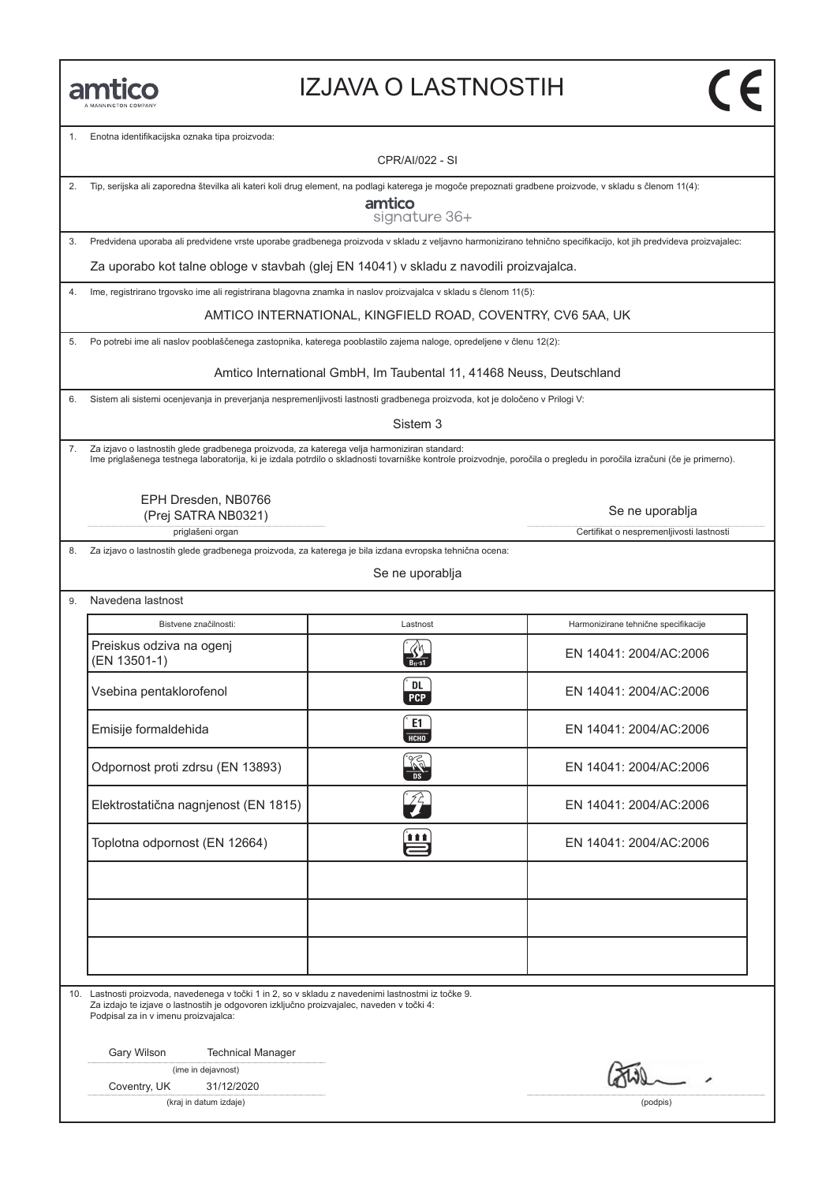amtico
A MANNINGTON COMPANY

# IZJAVA O LASTNOSTIH

CE

1. Enotna identifikacijska oznaka tipa proizvoda:

CPR/AI/022 - SI

2. Tip, serijska ali zaporedna številka ali kateri koli drug element, na podlagi katerega je mogoče prepoznati gradbene proizvode, v skladu s členom 11(4):

amtico signature 36+

3. Predvidena uporaba ali predvidene vrste uporabe gradbenega proizvoda v skladu z veljavno harmonizirano tehnično specifikacijo, kot jih predvideva proizvajalec:

Za uporabo kot talne obloge v stavbah (glej EN 14041) v skladu z navodili proizvajalca.

4. Ime, registrirano trgovsko ime ali registrirana blagovna znamka in naslov proizvajalca v skladu s členom 11(5):

AMTICO INTERNATIONAL, KINGFIELD ROAD, COVENTRY, CV6 5AA, UK

5. Po potrebi ime ali naslov pooblaščenega zastopnika, katerega pooblastilo zajema naloge, opredeljene v členu 12(2):

Amtico International GmbH, Im Taubental 11, 41468 Neuss, Deutschland

6. Sistem ali sistemi ocenjevanja in preverjanja nespremenljivosti lastnosti gradbenega proizvoda, kot je določeno v Prilogi V:

Sistem 3

7. Za izjavo o lastnostih glede gradbenega proizvoda, za katerega velja harmoniziran standard:
Ime priglašenega testnega laboratorija, ki je izdala potrdilo o skladnosti tovarniške kontrole proizvodnje, poročila o pregledu in poročila izračuni (če je primerno).

EPH Dresden, NB0766
(Prej SATRA NB0321)
priglašeni organ

Se ne uporablja
Certifikat o nespremenljivosti lastnosti

8. Za izjavo o lastnostih glede gradbenega proizvoda, za katerega je bila izdana evropska tehnična ocena:

Se ne uporablja

9. Navedena lastnost

| Bistvene značilnosti: | Lastnost | Harmonizirane tehnične specifikacije |
|---|---|---|
| Preiskus odziva na ogenj (EN 13501-1) | $B_{fl}$-s1 | EN 14041: 2004/AC:2006 |
| Vsebina pentaklorofenol | DL PCP | EN 14041: 2004/AC:2006 |
| Emisije formaldehida | E1 HCHO | EN 14041: 2004/AC:2006 |
| Odpornost proti zdrsu (EN 13893) | DS | EN 14041: 2004/AC:2006 |
| Elektrostatična nagnjenost (EN 1815) | | EN 14041: 2004/AC:2006 |
| Toplotna odpornost (EN 12664) | | EN 14041: 2004/AC:2006 |
| | | |
| | | |
| | | |

10. Lastnosti proizvoda, navedenega v točki 1 in 2, so v skladu z navedenimi lastnostmi iz točke 9.
Za izdajo te izjave o lastnostih je odgovoren izključno proizvajalec, naveden v točki 4:
Podpisal za in v imenu proizvajalca:

Gary Wilson Technical Manager
(ime in dejavnost)

Coventry, UK 31/12/2020
(kraj in datum izdaje)

(podpis)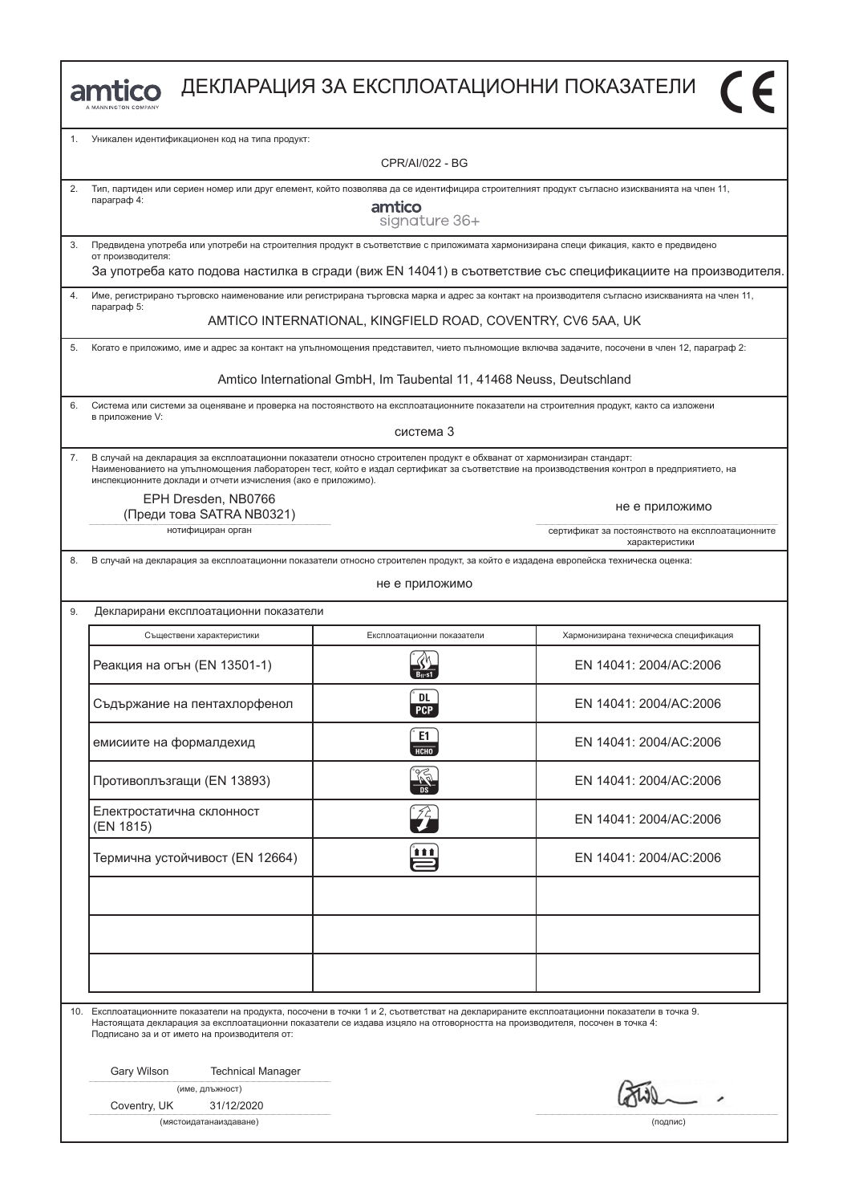amtico
A MANNINGTON COMPANY

# ДЕКЛАРАЦИЯ ЗА ЕКСПЛОАТАЦИОННИ ПОКАЗАТЕЛИ

CE

1. Уникален идентификационен код на типа продукт:

CPR/AI/022 - BG

2. Тип, партиден или сериен номер или друг елемент, който позволява да се идентифицира строителният продукт съгласно изискванията на член 11, параграф 4:

amtico
signature 36+

3. Предвидена употреба или употреби на строителния продукт в съответствие с приложимата хармонизирана специ фикация, както е предвидено от производителя:

За употреба като подова настилка в сгради (виж EN 14041) в съответствие със спецификациите на производителя.

4. Име, регистрирано търговско наименование или регистрирана търговска марка и адрес за контакт на производителя съгласно изискванията на член 11, параграф 5:

AMTICO INTERNATIONAL, KINGFIELD ROAD, COVENTRY, CV6 5AA, UK

5. Когато е приложимо, име и адрес за контакт на упълномощения представител, чието пълномощие включва задачите, посочени в член 12, параграф 2:

Amtico International GmbH, Im Taubental 11, 41468 Neuss, Deutschland

6. Система или системи за оценяване и проверка на постоянството на експлоатационните показатели на строителния продукт, както са изложени в приложение V:

система 3

7. В случай на декларация за експлоатационни показатели относно строителен продукт е обхванат от хармонизиран стандарт:
Наименованието на упълномощения лабораторен тест, който е издал сертификат за съответствие на производствения контрол в предприятието, на инспекционните доклади и отчети изчисления (ако е приложимо).

EPH Dresden, NB0766
(Преди това SATRA NB0321)
нотифициран орган

не е приложимо
сертификат за постоянството на експлоатационните характеристики

8. В случай на декларация за експлоатационни показатели относно строителен продукт, за който е издадена европейска техническа оценка:

не е приложимо

9. Декларирани експлоатационни показатели

| Съществени характеристики | Експлоатационни показатели | Хармонизирана техническа спецификация |
|---|---|---|
| Реакция на огън (EN 13501-1) | $B_{fl}$-s1 | EN 14041: 2004/AC:2006 |
| Съдържание на пентахлорфенол | DL PCP | EN 14041: 2004/AC:2006 |
| емисиите на формалдехид | E1 HCHO | EN 14041: 2004/AC:2006 |
| Противоплъзгащи (EN 13893) | DS | EN 14041: 2004/AC:2006 |
| Електростатична склонност (EN 1815) | | EN 14041: 2004/AC:2006 |
| Термична устойчивост (EN 12664) | | EN 14041: 2004/AC:2006 |
| | | |
| | | |
| | | |

10. Експлоатационните показатели на продукта, посочени в точки 1 и 2, съответстват на декларираните експлоатационни показатели в точка 9.
Настоящата декларация за експлоатационни показатели се издава изцяло на отговорността на производителя, посочен в точка 4:
Подписано за и от името на производителя от:

Gary Wilson Technical Manager
(име, длъжност)

Coventry, UK 31/12/2020
(мястоидатанаиздаване)

(подпис)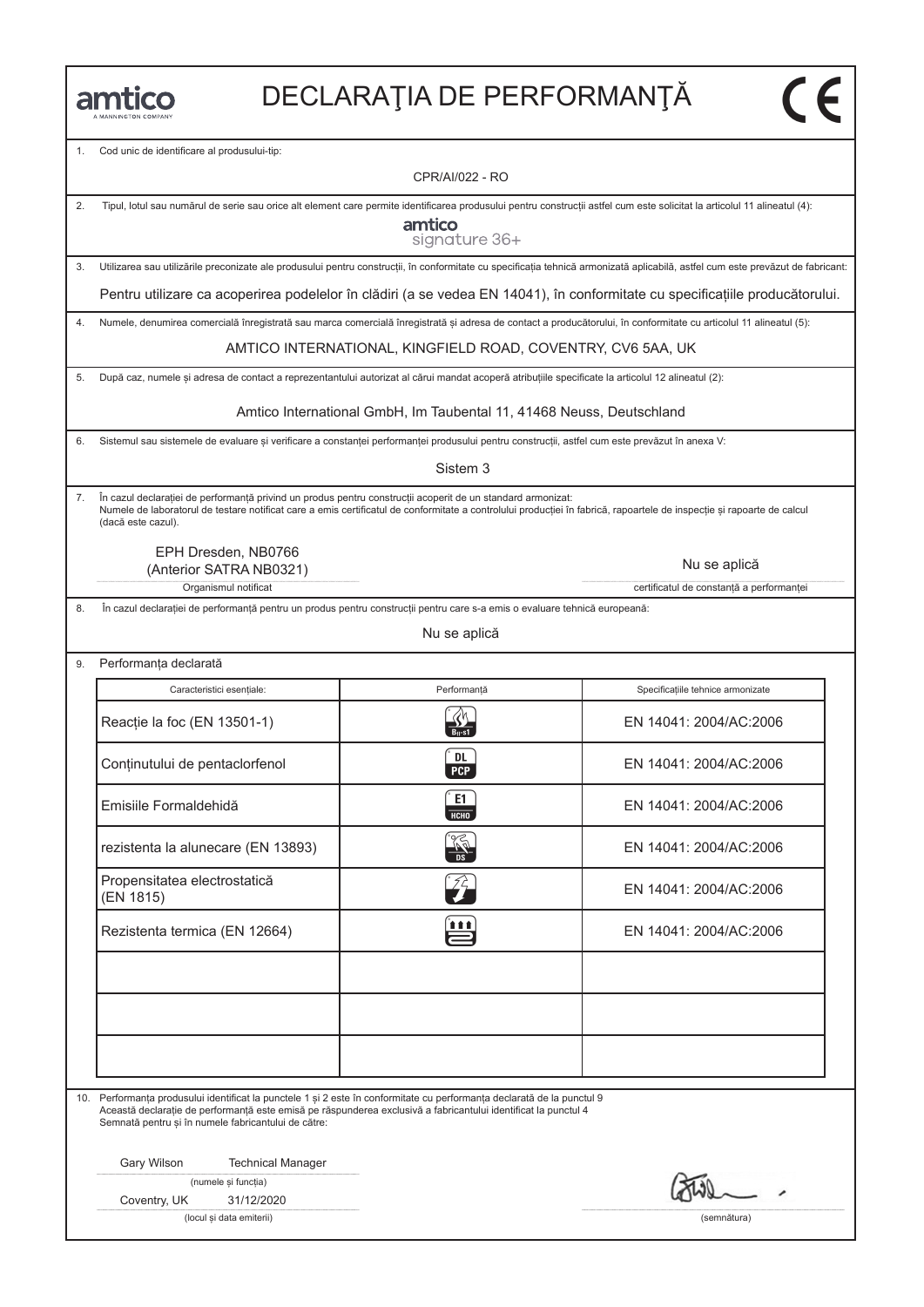amtico
A MANNINGTON COMPANY

# DECLARAŢIA DE PERFORMANŢĂ

CE

1. Cod unic de identificare al produsului-tip:

CPR/AI/022 - RO

2. Tipul, lotul sau numărul de serie sau orice alt element care permite identificarea produsului pentru construcții astfel cum este solicitat la articolul 11 alineatul (4):

amtico signature 36+

3. Utilizarea sau utilizările preconizate ale produsului pentru construcții, în conformitate cu specificația tehnică armonizată aplicabilă, astfel cum este prevăzut de fabricant:

Pentru utilizare ca acoperirea podelelor în clădiri (a se vedea EN 14041), în conformitate cu specificațiile producătorului.

4. Numele, denumirea comercială înregistrată sau marca comercială înregistrată și adresa de contact a producătorului, în conformitate cu articolul 11 alineatul (5):

AMTICO INTERNATIONAL, KINGFIELD ROAD, COVENTRY, CV6 5AA, UK

5. După caz, numele și adresa de contact a reprezentantului autorizat al cărui mandat acoperă atribuțiile specificate la articolul 12 alineatul (2):

Amtico International GmbH, Im Taubental 11, 41468 Neuss, Deutschland

6. Sistemul sau sistemele de evaluare și verificare a constanței performanței produsului pentru construcții, astfel cum este prevăzut în anexa V:

Sistem 3

7. În cazul declarației de performanță privind un produs pentru construcții acoperit de un standard armonizat:
Numele de laboratorul de testare notificat care a emis certificatul de conformitate a controlului producției în fabrică, rapoartele de inspecție și rapoarte de calcul (dacă este cazul).

EPH Dresden, NB0766
(Anterior SATRA NB0321)
Organismul notificat

Nu se aplică
certificatul de constanță a performanței

8. În cazul declarației de performanță pentru un produs pentru construcții pentru care s-a emis o evaluare tehnică europeană:

Nu se aplică

9. Performanța declarată

| Caracteristici esențiale: | Performanță | Specificațiile tehnice armonizate |
|---|---|---|
| Reacție la foc (EN 13501-1) | $B_{fl}$-s1 | EN 14041: 2004/AC:2006 |
| Conținutului de pentaclorfenol | DL PCP | EN 14041: 2004/AC:2006 |
| Emisiile Formaldehidă | E1 HCHO | EN 14041: 2004/AC:2006 |
| rezistenta la alunecare (EN 13893) | DS | EN 14041: 2004/AC:2006 |
| Propensitatea electrostatică (EN 1815) | | EN 14041: 2004/AC:2006 |
| Rezistenta termica (EN 12664) | | EN 14041: 2004/AC:2006 |
| | | |
| | | |
| | | |

10. Performanța produsului identificat la punctele 1 și 2 este în conformitate cu performanța declarată de la punctul 9
Această declarație de performanță este emisă pe răspunderea exclusivă a fabricantului identificat la punctul 4
Semnată pentru și în numele fabricantului de către:

Gary Wilson    Technical Manager
(numele și funcția)

Coventry, UK    31/12/2020
(locul și data emiterii)

(semnătura)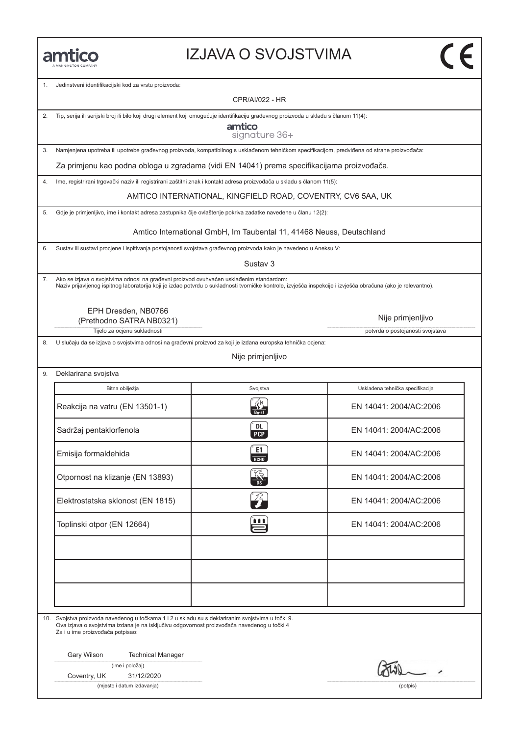amtico
A MANNINGTON COMPANY

# IZJAVA O SVOJSTVIMA

CE

1. Jedinstveni identifikacijski kod za vrstu proizvoda:

CPR/AI/022 - HR

2. Tip, serija ili serijski broj ili bilo koji drugi element koji omogućuje identifikaciju građevnog proizvoda u skladu s članom 11(4):

amtico signature 36+

3. Namjenjena upotreba ili upotrebe građevnog proizvoda, kompatibilnog s usklađenom tehničkom specifikacijom, predviđena od strane proizvođača:

Za primjenu kao podna obloga u zgradama (vidi EN 14041) prema specifikacijama proizvođača.

4. Ime, registrirani trgovački naziv ili registrirani zaštitni znak i kontakt adresa proizvođača u skladu s članom 11(5):

AMTICO INTERNATIONAL, KINGFIELD ROAD, COVENTRY, CV6 5AA, UK

5. Gdje je primjenljivo, ime i kontakt adresa zastupnika čije ovlaštenje pokriva zadatke navedene u članu 12(2):

Amtico International GmbH, Im Taubental 11, 41468 Neuss, Deutschland

6. Sustav ili sustavi procjene i ispitivanja postojanosti svojstava građevnog proizvoda kako je navedeno u Aneksu V:

Sustav 3

7. Ako se izjava o svojstvima odnosi na građevni proizvod ovuhvaćen usklađenim standardom:
Naziv prijavljenog ispitnog laboratorija koji je izdao potvrdu o sukladnosti tvorničke kontrole, izvješća inspekcije i izvješća obračuna (ako je relevantno).

EPH Dresden, NB0766
(Prethodno SATRA NB0321)
Tijelo za ocjenu sukladnosti

Nije primjenljivo
potvrda o postojanosti svojstava

8. U slučaju da se izjava o svojstvima odnosi na građevni proizvod za koji je izdana europska tehnička ocjena:

Nije primjenljivo

9. Deklarirana svojstva

| Bitna obilježja | Svojstva | Usklađena tehnička specifikacija |
|---|---|---|
| Reakcija na vatru (EN 13501-1) | $B_{fl}$-s1 | EN 14041: 2004/AC:2006 |
| Sadržaj pentaklorfenola | DL PCP | EN 14041: 2004/AC:2006 |
| Emisija formaldehida | E1 HCHO | EN 14041: 2004/AC:2006 |
| Otpornost na klizanje (EN 13893) | DS | EN 14041: 2004/AC:2006 |
| Elektrostatska sklonost (EN 1815) | | EN 14041: 2004/AC:2006 |
| Toplinski otpor (EN 12664) | | EN 14041: 2004/AC:2006 |
| | | |
| | | |
| | | |

10. Svojstva proizvoda navedenog u točkama 1 i 2 u skladu su s deklariranim svojstvima u točki 9.
Ova izjava o svojstvima izdana je na isključivu odgovornost proizvođača navedenog u točki 4
Za i u ime proizvođača potpisao:

Gary Wilson Technical Manager
(ime i položaj)

Coventry, UK 31/12/2020
(mjesto i datum izdavanja)

(potpis)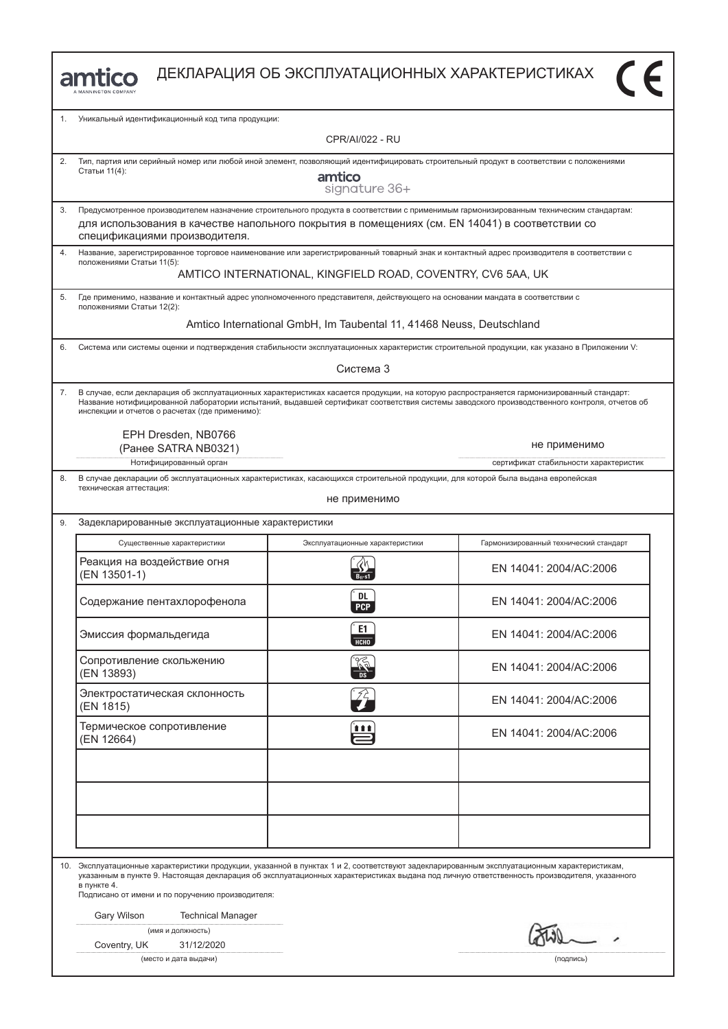amtico
A MANNINGTON COMPANY

# ДЕКЛАРАЦИЯ ОБ ЭКСПЛУАТАЦИОННЫХ ХАРАКТЕРИСТИКАХ

CE

1. Уникальный идентификационный код типа продукции:

CPR/AI/022 - RU

2. Тип, партия или серийный номер или любой иной элемент, позволяющий идентифицировать строительный продукт в соответствии с положениями Статьи 11(4):

amtico
signature 36+

3. Предусмотренное производителем назначение строительного продукта в соответствии с применимым гармонизированным техническим стандартам:

для использования в качестве напольного покрытия в помещениях (см. EN 14041) в соответствии со спецификациями производителя.

4. Название, зарегистрированное торговое наименование или зарегистрированный товарный знак и контактный адрес производителя в соответствии с положениями Статьи 11(5):

AMTICO INTERNATIONAL, KINGFIELD ROAD, COVENTRY, CV6 5AA, UK

5. Где применимо, название и контактный адрес уполномоченного представителя, действующего на основании мандата в соответствии с положениями Статьи 12(2):

Amtico International GmbH, Im Taubental 11, 41468 Neuss, Deutschland

6. Система или системы оценки и подтверждения стабильности эксплуатационных характеристик строительной продукции, как указано в Приложении V:

Система 3

7. В случае, если декларация об эксплуатационных характеристиках касается продукции, на которую распространяется гармонизированный стандарт: Название нотифицированной лаборатории испытаний, выдавшей сертификат соответствия системы заводского производственного контроля, отчетов об инспекции и отчетов о расчетах (где применимо):

EPH Dresden, NB0766
(Ранее SATRA NB0321)
Нотифицированный орган

не применимо
сертификат стабильности характеристик

8. В случае декларации об эксплуатационных характеристиках, касающихся строительной продукции, для которой была выдана европейская техническая аттестация:

не применимо

9. Задекларированные эксплуатационные характеристики

| Существенные характеристики | Эксплуатационные характеристики | Гармонизированный технический стандарт |
|---|---|---|
| Реакция на воздействие огня (EN 13501-1) | $B_{fl}$-s1 | EN 14041: 2004/AC:2006 |
| Содержание пентахлорофенола | DL PCP | EN 14041: 2004/AC:2006 |
| Эмиссия формальдегида | E1 HCHO | EN 14041: 2004/AC:2006 |
| Сопротивление скольжению (EN 13893) | DS | EN 14041: 2004/AC:2006 |
| Электростатическая склонность (EN 1815) | | EN 14041: 2004/AC:2006 |
| Термическое сопротивление (EN 12664) | | EN 14041: 2004/AC:2006 |
| | | |
| | | |
| | | |

10. Эксплуатационные характеристики продукции, указанной в пунктах 1 и 2, соответствуют задекларированным эксплуатационным характеристикам, указанным в пункте 9. Настоящая декларация об эксплуатационных характеристиках выдана под личную ответственность производителя, указанного в пункте 4.
Подписано от имени и по поручению производителя:

Gary Wilson Technical Manager
(имя и должность)

Coventry, UK 31/12/2020
(место и дата выдачи)

(подпись)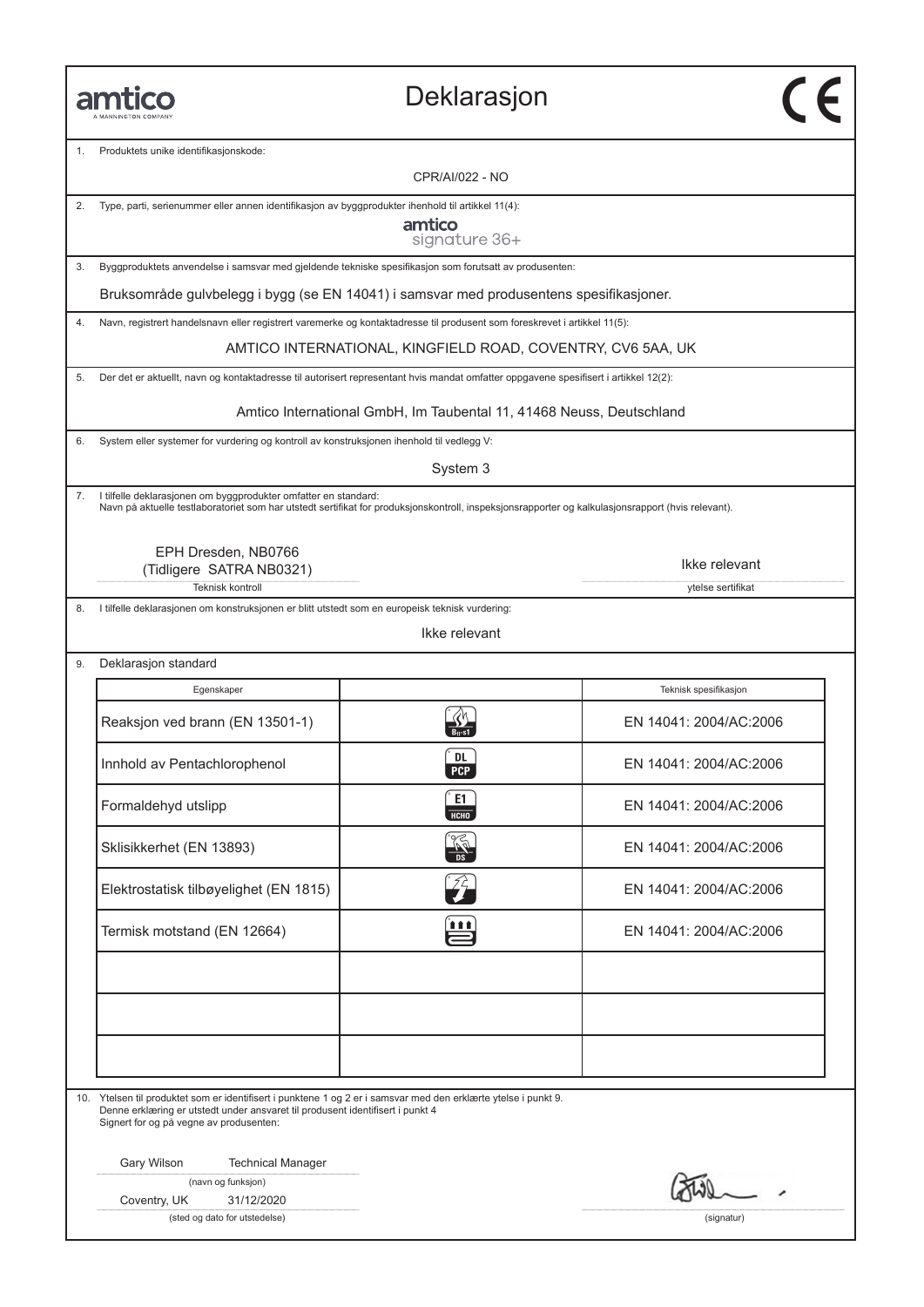amtico
A MANNINGTON COMPANY

# Deklarasjon

CE

1. Produktets unike identifikasjonskode:

CPR/AI/022 - NO

2. Type, parti, serienummer eller annen identifikasjon av byggprodukter ihenhold til artikkel 11(4):

amtico
signature 36+

3. Byggproduktets anvendelse i samsvar med gjeldende tekniske spesifikasjon som forutsatt av produsenten:

Bruksområde gulvbelegg i bygg (se EN 14041) i samsvar med produsentens spesifikasjoner.

4. Navn, registrert handelsnavn eller registrert varemerke og kontaktadresse til produsent som foreskrevet i artikkel 11(5):

AMTICO INTERNATIONAL, KINGFIELD ROAD, COVENTRY, CV6 5AA, UK

5. Der det er aktuellt, navn og kontaktadresse til autorisert representant hvis mandat omfatter oppgavene spesifisert i artikkel 12(2):

Amtico International GmbH, Im Taubental 11, 41468 Neuss, Deutschland

6. System eller systemer for vurdering og kontroll av konstruksjonen ihenhold til vedlegg V:

System 3

7. I tilfelle deklarasjonen om byggprodukter omfatter en standard:
Navn på aktuelle testlaboratoriet som har utstedt sertifikat for produksjonskontroll, inspeksjonsrapporter og kalkulasjonsrapport (hvis relevant).

EPH Dresden, NB0766
(Tidligere SATRA NB0321)
Teknisk kontroll

Ikke relevant
ytelse sertifikat

8. I tilfelle deklarasjonen om konstruksjonen er blitt utstedt som en europeisk teknisk vurdering:

Ikke relevant

9. Deklarasjon standard

| Egenskaper | | Teknisk spesifikasjon |
|---|---|---|
| Reaksjon ved brann (EN 13501-1) | $B_{fl}$-s1 | EN 14041: 2004/AC:2006 |
| Innhold av Pentachlorophenol | DL PCP | EN 14041: 2004/AC:2006 |
| Formaldehyd utslipp | E1 HCHO | EN 14041: 2004/AC:2006 |
| Sklisikkerhet (EN 13893) | DS | EN 14041: 2004/AC:2006 |
| Elektrostatisk tilbøyelighet (EN 1815) | | EN 14041: 2004/AC:2006 |
| Termisk motstand (EN 12664) | | EN 14041: 2004/AC:2006 |
| | | |
| | | |
| | | |

10. Ytelsen til produktet som er identifisert i punktene 1 og 2 er i samsvar med den erklærte ytelse i punkt 9.
Denne erklæring er utstedt under ansvaret til produsent identifisert i punkt 4
Signert for og på vegne av produsenten:

Gary Wilson Technical Manager
(navn og funksjon)

Coventry, UK 31/12/2020
(sted og dato for utstedelse)

(signatur)